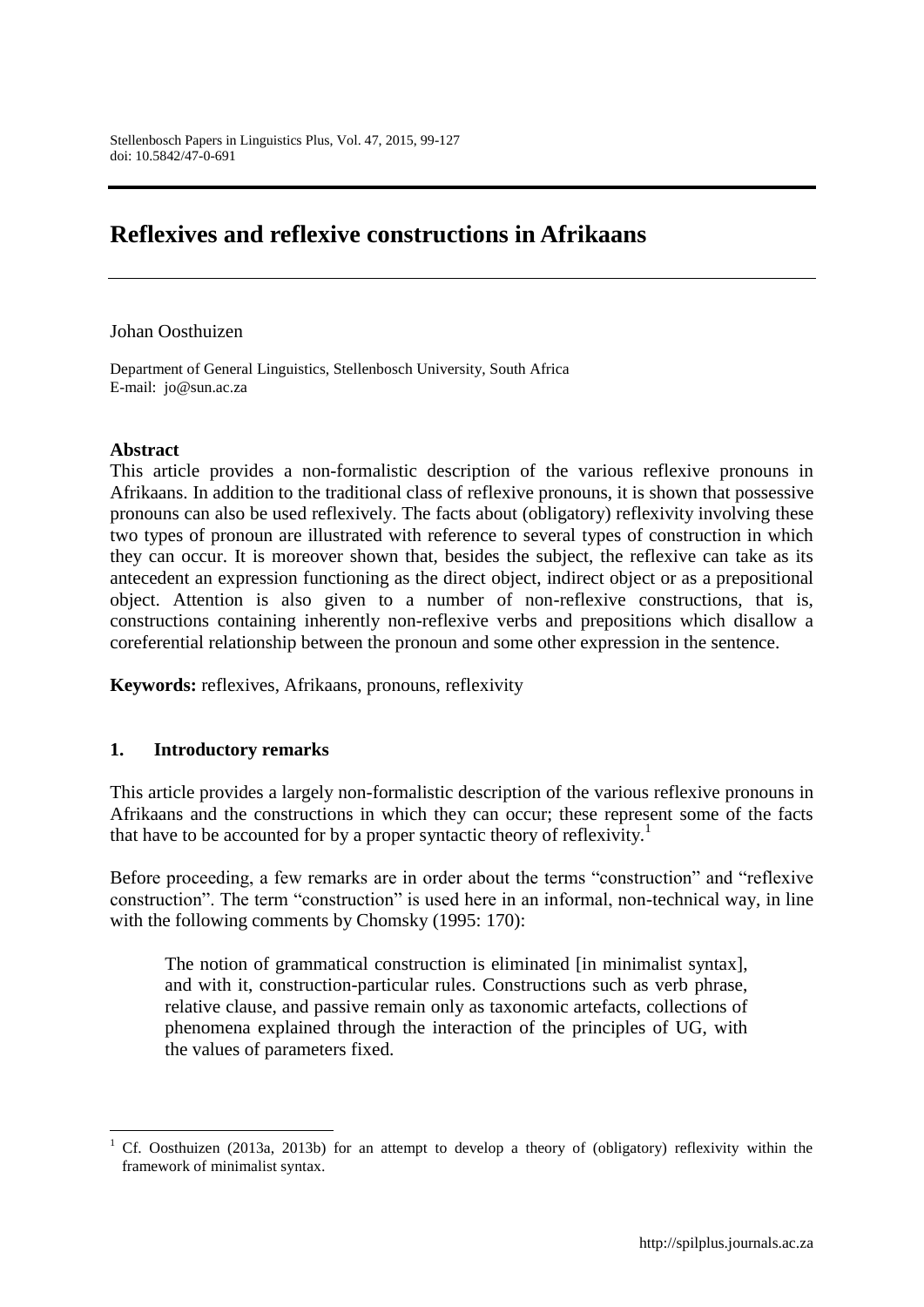# Reflexives and reflexive constructions in Afrikaans

Johan Oosthuizen

Department of General Linguistics, Stellenbosch University, South Africa
E-mail: jo@sun.ac.za

### Abstract

This article provides a non-formalistic description of the various reflexive pronouns in Afrikaans. In addition to the traditional class of reflexive pronouns, it is shown that possessive pronouns can also be used reflexively. The facts about (obligatory) reflexivity involving these two types of pronoun are illustrated with reference to several types of construction in which they can occur. It is moreover shown that, besides the subject, the reflexive can take as its antecedent an expression functioning as the direct object, indirect object or as a prepositional object. Attention is also given to a number of non-reflexive constructions, that is, constructions containing inherently non-reflexive verbs and prepositions which disallow a coreferential relationship between the pronoun and some other expression in the sentence.

**Keywords:** reflexives, Afrikaans, pronouns, reflexivity

## 1. Introductory remarks

This article provides a largely non-formalistic description of the various reflexive pronouns in Afrikaans and the constructions in which they can occur; these represent some of the facts that have to be accounted for by a proper syntactic theory of reflexivity.[1]

Before proceeding, a few remarks are in order about the terms "construction" and "reflexive construction". The term "construction" is used here in an informal, non-technical way, in line with the following comments by Chomsky (1995: 170):

> The notion of grammatical construction is eliminated [in minimalist syntax], and with it, construction-particular rules. Constructions such as verb phrase, relative clause, and passive remain only as taxonomic artefacts, collections of phenomena explained through the interaction of the principles of UG, with the values of parameters fixed.

[1] Cf. Oosthuizen (2013a, 2013b) for an attempt to develop a theory of (obligatory) reflexivity within the framework of minimalist syntax.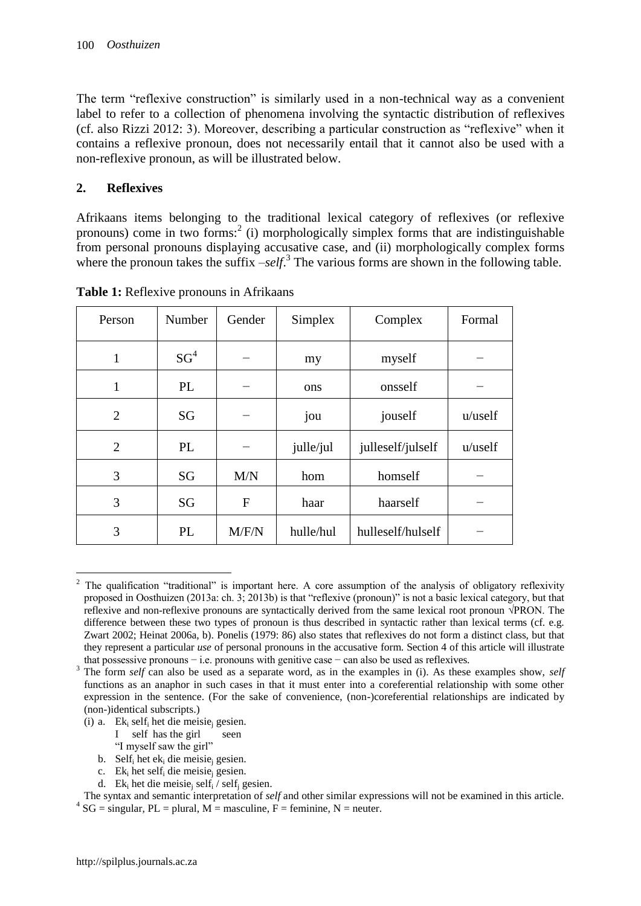The term "reflexive construction" is similarly used in a non-technical way as a convenient label to refer to a collection of phenomena involving the syntactic distribution of reflexives (cf. also Rizzi 2012: 3). Moreover, describing a particular construction as "reflexive" when it contains a reflexive pronoun, does not necessarily entail that it cannot also be used with a non-reflexive pronoun, as will be illustrated below.

## 2. Reflexives

Afrikaans items belonging to the traditional lexical category of reflexives (or reflexive pronouns) come in two forms:[2] (i) morphologically simplex forms that are indistinguishable from personal pronouns displaying accusative case, and (ii) morphologically complex forms where the pronoun takes the suffix *–self*.[3] The various forms are shown in the following table.

**Table 1:** Reflexive pronouns in Afrikaans

| Person | Number | Gender | Simplex | Complex | Formal |
|---|---|---|---|---|---|
| 1 | SG[4] | − | my | myself | − |
| 1 | PL | − | ons | onsself | − |
| 2 | SG | − | jou | jouself | u/uself |
| 2 | PL | − | julle/jul | julleself/julself | u/uself |
| 3 | SG | M/N | hom | homself | − |
| 3 | SG | F | haar | haarself | − |
| 3 | PL | M/F/N | hulle/hul | hulleself/hulself | − |

---

[2] The qualification "traditional" is important here. A core assumption of the analysis of obligatory reflexivity proposed in Oosthuizen (2013a: ch. 3; 2013b) is that "reflexive (pronoun)" is not a basic lexical category, but that reflexive and non-reflexive pronouns are syntactically derived from the same lexical root pronoun √PRON. The difference between these two types of pronoun is thus described in syntactic rather than lexical terms (cf. e.g. Zwart 2002; Heinat 2006a, b). Ponelis (1979: 86) also states that reflexives do not form a distinct class, but that they represent a particular *use* of personal pronouns in the accusative form. Section 4 of this article will illustrate that possessive pronouns − i.e. pronouns with genitive case − can also be used as reflexives.

[3] The form *self* can also be used as a separate word, as in the examples in (i). As these examples show, *self* functions as an anaphor in such cases in that it must enter into a coreferential relationship with some other expression in the sentence. (For the sake of convenience, (non-)coreferential relationships are indicated by (non-)identical subscripts.)

(i) a. $\text{Ek}_i$ $\text{self}_i$ het die $\text{meisie}_j$ gesien.
   I self has the girl seen
   "I myself saw the girl"

b. $\text{Self}_i$ het $\text{ek}_i$ die $\text{meisie}_j$ gesien.

c. $\text{Ek}_i$ het $\text{self}_i$ die $\text{meisie}_j$ gesien.

d. $\text{Ek}_i$ het die $\text{meisie}_j$ $\text{self}_i$ / $\text{self}_j$ gesien.

The syntax and semantic interpretation of *self* and other similar expressions will not be examined in this article.

[4] SG = singular, PL = plural, M = masculine, F = feminine, N = neuter.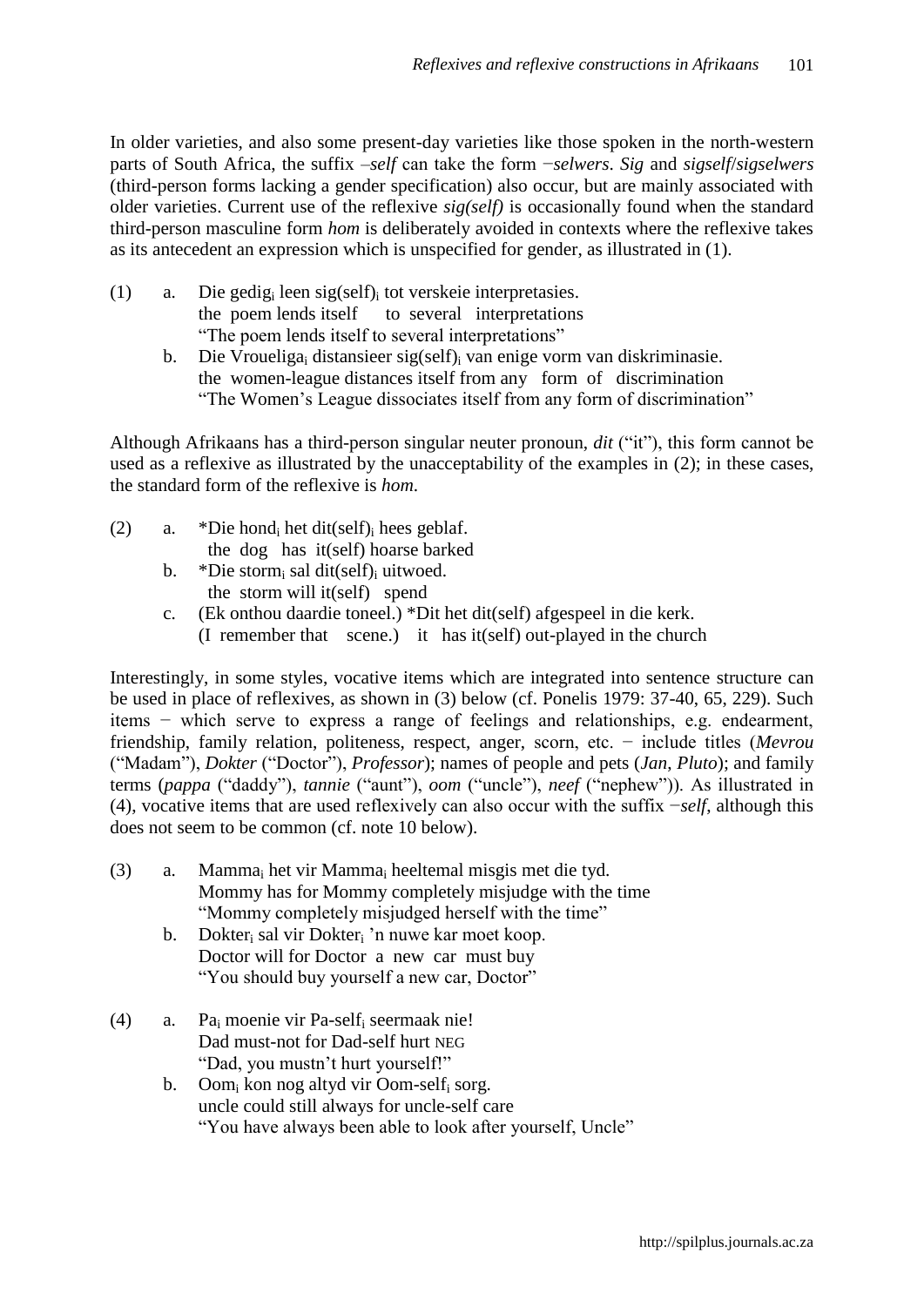In older varieties, and also some present-day varieties like those spoken in the north-western parts of South Africa, the suffix *–self* can take the form *−selwers*. *Sig* and *sigself*/*sigselwers* (third-person forms lacking a gender specification) also occur, but are mainly associated with older varieties. Current use of the reflexive *sig(self)* is occasionally found when the standard third-person masculine form *hom* is deliberately avoided in contexts where the reflexive takes as its antecedent an expression which is unspecified for gender, as illustrated in (1).

(1) a. Die gedig$_i$ leen sig(self)$_i$ tot verskeie interpretasies.
 the poem lends itself to several interpretations
 "The poem lends itself to several interpretations"

 b. Die Vroueliga$_i$ distansieer sig(self)$_i$ van enige vorm van diskriminasie.
 the women-league distances itself from any form of discrimination
 "The Women's League dissociates itself from any form of discrimination"

Although Afrikaans has a third-person singular neuter pronoun, *dit* ("it"), this form cannot be used as a reflexive as illustrated by the unacceptability of the examples in (2); in these cases, the standard form of the reflexive is *hom*.

(2) a. *Die hond$_i$ het dit(self)$_i$ hees geblaf.
 the dog has it(self) hoarse barked

 b. *Die storm$_i$ sal dit(self)$_i$ uitwoed.
 the storm will it(self) spend

 c. (Ek onthou daardie toneel.) *Dit het dit(self) afgespeel in die kerk.
 (I remember that scene.) it has it(self) out-played in the church

Interestingly, in some styles, vocative items which are integrated into sentence structure can be used in place of reflexives, as shown in (3) below (cf. Ponelis 1979: 37-40, 65, 229). Such items − which serve to express a range of feelings and relationships, e.g. endearment, friendship, family relation, politeness, respect, anger, scorn, etc. − include titles (*Mevrou* ("Madam"), *Dokter* ("Doctor"), *Professor*); names of people and pets (*Jan*, *Pluto*); and family terms (*pappa* ("daddy"), *tannie* ("aunt"), *oom* ("uncle"), *neef* ("nephew")). As illustrated in (4), vocative items that are used reflexively can also occur with the suffix *−self*, although this does not seem to be common (cf. note 10 below).

(3) a. Mamma$_i$ het vir Mamma$_i$ heeltemal misgis met die tyd.
 Mommy has for Mommy completely misjudge with the time
 "Mommy completely misjudged herself with the time"

 b. Dokter$_i$ sal vir Dokter$_i$ 'n nuwe kar moet koop.
 Doctor will for Doctor a new car must buy
 "You should buy yourself a new car, Doctor"

(4) a. Pa$_i$ moenie vir Pa-self$_i$ seermaak nie!
 Dad must-not for Dad-self hurt NEG
 "Dad, you mustn't hurt yourself!"

 b. Oom$_i$ kon nog altyd vir Oom-self$_i$ sorg.
 uncle could still always for uncle-self care
 "You have always been able to look after yourself, Uncle"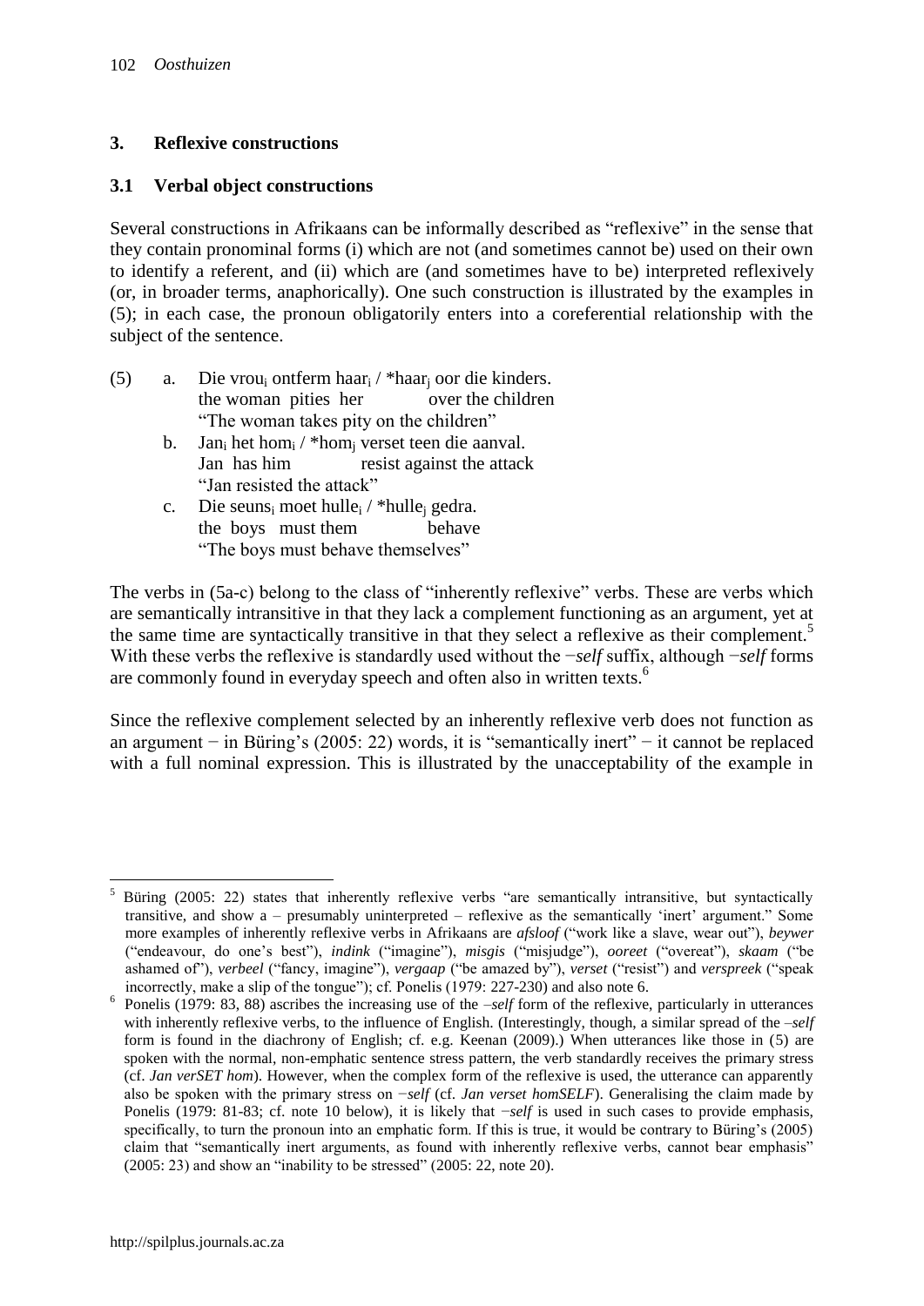## 3. Reflexive constructions

### 3.1 Verbal object constructions

Several constructions in Afrikaans can be informally described as "reflexive" in the sense that they contain pronominal forms (i) which are not (and sometimes cannot be) used on their own to identify a referent, and (ii) which are (and sometimes have to be) interpreted reflexively (or, in broader terms, anaphorically). One such construction is illustrated by the examples in (5); in each case, the pronoun obligatorily enters into a coreferential relationship with the subject of the sentence.

(5) a. Die vrou$_i$ ontferm haar$_i$ / *haar$_j$ oor die kinders.
 the woman pities her over the children
 "The woman takes pity on the children"

 b. Jan$_i$ het hom$_i$ / *hom$_j$ verset teen die aanval.
 Jan has him resist against the attack
 "Jan resisted the attack"

 c. Die seuns$_i$ moet hulle$_i$ / *hulle$_j$ gedra.
 the boys must them behave
 "The boys must behave themselves"

The verbs in (5a-c) belong to the class of "inherently reflexive" verbs. These are verbs which are semantically intransitive in that they lack a complement functioning as an argument, yet at the same time are syntactically transitive in that they select a reflexive as their complement.[5] With these verbs the reflexive is standardly used without the −*self* suffix, although −*self* forms are commonly found in everyday speech and often also in written texts.[6]

Since the reflexive complement selected by an inherently reflexive verb does not function as an argument − in Büring's (2005: 22) words, it is "semantically inert" − it cannot be replaced with a full nominal expression. This is illustrated by the unacceptability of the example in

---

[5] Büring (2005: 22) states that inherently reflexive verbs "are semantically intransitive, but syntactically transitive, and show a – presumably uninterpreted – reflexive as the semantically 'inert' argument." Some more examples of inherently reflexive verbs in Afrikaans are *afsloof* ("work like a slave, wear out"), *beywer* ("endeavour, do one's best"), *indink* ("imagine"), *misgis* ("misjudge"), *ooreet* ("overeat"), *skaam* ("be ashamed of"), *verbeel* ("fancy, imagine"), *vergaap* ("be amazed by"), *verset* ("resist") and *verspreek* ("speak incorrectly, make a slip of the tongue"); cf. Ponelis (1979: 227-230) and also note 6.

[6] Ponelis (1979: 83, 88) ascribes the increasing use of the –*self* form of the reflexive, particularly in utterances with inherently reflexive verbs, to the influence of English. (Interestingly, though, a similar spread of the –*self* form is found in the diachrony of English; cf. e.g. Keenan (2009).) When utterances like those in (5) are spoken with the normal, non-emphatic sentence stress pattern, the verb standardly receives the primary stress (cf. *Jan verSET hom*). However, when the complex form of the reflexive is used, the utterance can apparently also be spoken with the primary stress on −*self* (cf. *Jan verset homSELF*). Generalising the claim made by Ponelis (1979: 81-83; cf. note 10 below), it is likely that −*self* is used in such cases to provide emphasis, specifically, to turn the pronoun into an emphatic form. If this is true, it would be contrary to Büring's (2005) claim that "semantically inert arguments, as found with inherently reflexive verbs, cannot bear emphasis" (2005: 23) and show an "inability to be stressed" (2005: 22, note 20).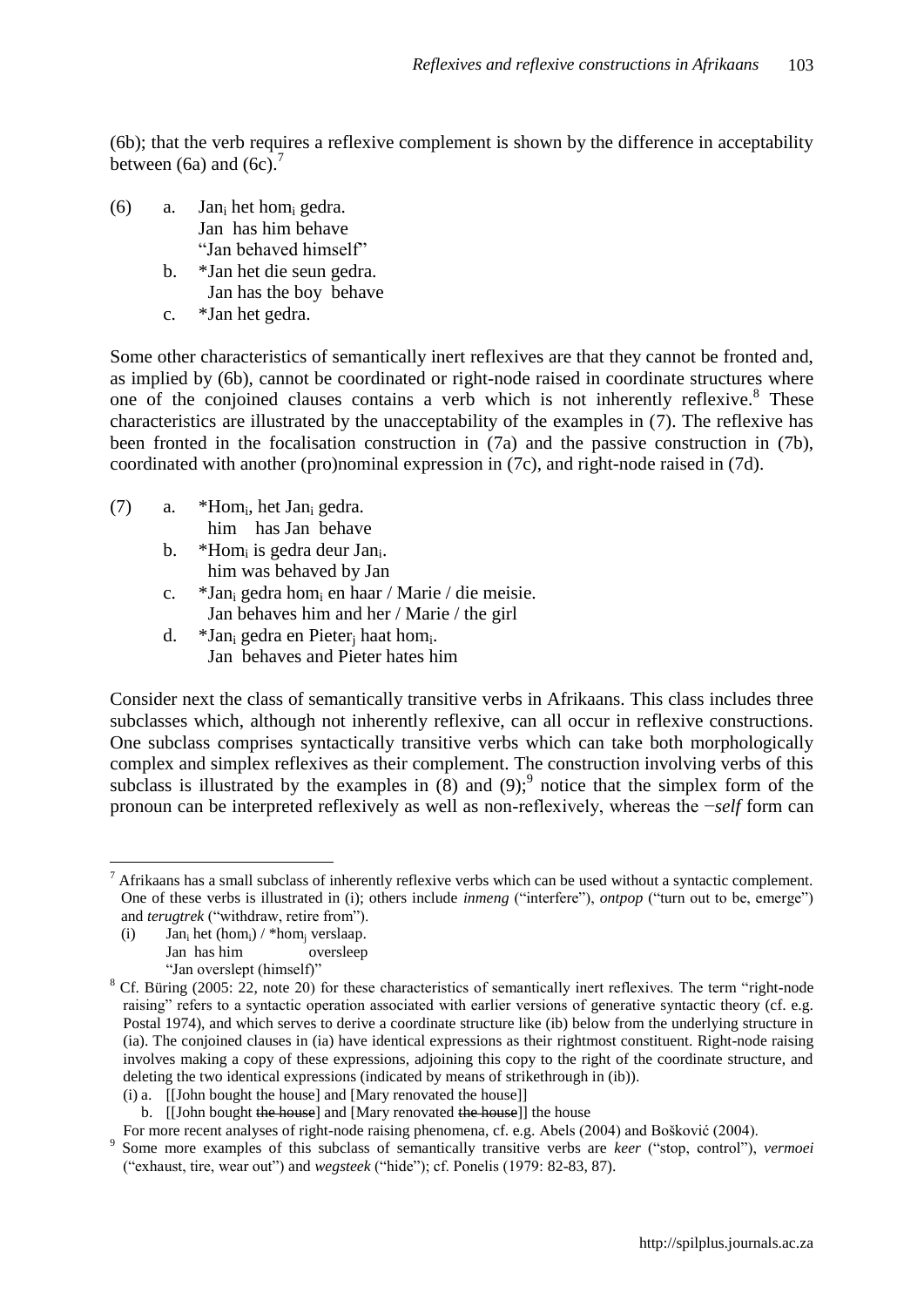(6b); that the verb requires a reflexive complement is shown by the difference in acceptability between (6a) and (6c).[7]

(6) a. $\text{Jan}_i$ het $\text{hom}_i$ gedra.
   Jan has him behave
   "Jan behaved himself"
  b. *Jan het die seun gedra.
   Jan has the boy behave
  c. *Jan het gedra.

Some other characteristics of semantically inert reflexives are that they cannot be fronted and, as implied by (6b), cannot be coordinated or right-node raised in coordinate structures where one of the conjoined clauses contains a verb which is not inherently reflexive.[8] These characteristics are illustrated by the unacceptability of the examples in (7). The reflexive has been fronted in the focalisation construction in (7a) and the passive construction in (7b), coordinated with another (pro)nominal expression in (7c), and right-node raised in (7d).

(7) a. *$\text{Hom}_i$, het $\text{Jan}_i$ gedra.
   him has Jan behave
  b. *$\text{Hom}_i$ is gedra deur $\text{Jan}_i$.
   him was behaved by Jan
  c. *$\text{Jan}_i$ gedra $\text{hom}_i$ en haar / Marie / die meisie.
   Jan behaves him and her / Marie / the girl
  d. *$\text{Jan}_i$ gedra en $\text{Pieter}_j$ haat $\text{hom}_i$.
   Jan behaves and Pieter hates him

Consider next the class of semantically transitive verbs in Afrikaans. This class includes three subclasses which, although not inherently reflexive, can all occur in reflexive constructions. One subclass comprises syntactically transitive verbs which can take both morphologically complex and simplex reflexives as their complement. The construction involving verbs of this subclass is illustrated by the examples in (8) and (9);[9] notice that the simplex form of the pronoun can be interpreted reflexively as well as non-reflexively, whereas the −*self* form can

---

[7] Afrikaans has a small subclass of inherently reflexive verbs which can be used without a syntactic complement. One of these verbs is illustrated in (i); others include *inmeng* ("interfere"), *ontpop* ("turn out to be, emerge") and *terugtrek* ("withdraw, retire from").

(i) $\text{Jan}_i$ het ($\text{hom}_i$) / *$\text{hom}_j$ verslaap.
  Jan has him oversleep
  "Jan overslept (himself)"

[8] Cf. Büring (2005: 22, note 20) for these characteristics of semantically inert reflexives. The term "right-node raising" refers to a syntactic operation associated with earlier versions of generative syntactic theory (cf. e.g. Postal 1974), and which serves to derive a coordinate structure like (ib) below from the underlying structure in (ia). The conjoined clauses in (ia) have identical expressions as their rightmost constituent. Right-node raising involves making a copy of these expressions, adjoining this copy to the right of the coordinate structure, and deleting the two identical expressions (indicated by means of strikethrough in (ib)).

(i) a. [[John bought the house] and [Mary renovated the house]]
  b. [[John bought ~~the house~~] and [Mary renovated ~~the house~~]] the house

For more recent analyses of right-node raising phenomena, cf. e.g. Abels (2004) and Bošković (2004).

[9] Some more examples of this subclass of semantically transitive verbs are *keer* ("stop, control"), *vermoei* ("exhaust, tire, wear out") and *wegsteek* ("hide"); cf. Ponelis (1979: 82-83, 87).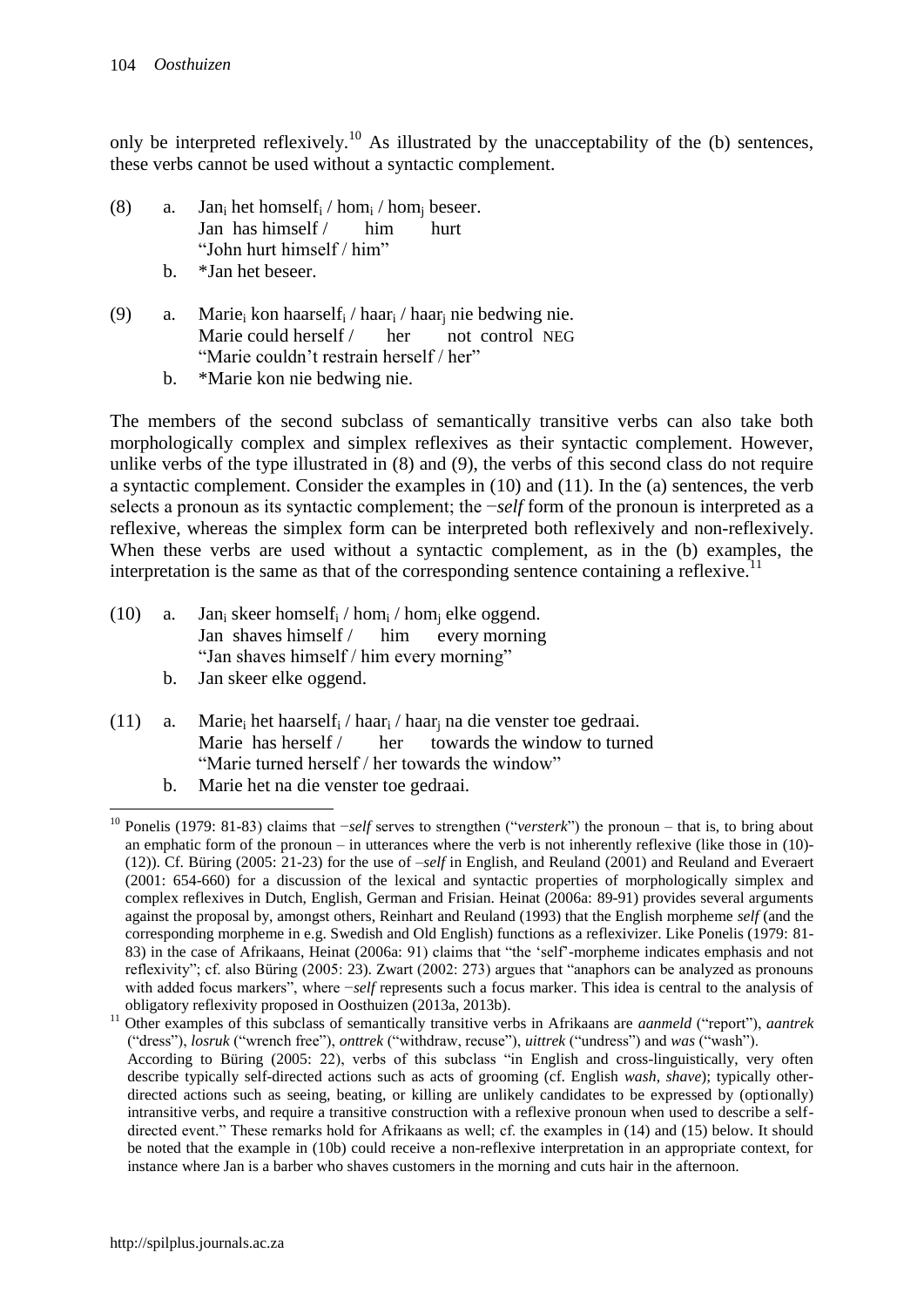only be interpreted reflexively.[10] As illustrated by the unacceptability of the (b) sentences, these verbs cannot be used without a syntactic complement.

(8) a. Jan$_i$ het homself$_i$ / hom$_i$ / hom$_j$ beseer.
   Jan has himself / him hurt
   "John hurt himself / him"
  b. *Jan het beseer.

(9) a. Marie$_i$ kon haarself$_i$ / haar$_i$ / haar$_j$ nie bedwing nie.
   Marie could herself / her not control NEG
   "Marie couldn't restrain herself / her"
  b. *Marie kon nie bedwing nie.

The members of the second subclass of semantically transitive verbs can also take both morphologically complex and simplex reflexives as their syntactic complement. However, unlike verbs of the type illustrated in (8) and (9), the verbs of this second class do not require a syntactic complement. Consider the examples in (10) and (11). In the (a) sentences, the verb selects a pronoun as its syntactic complement; the −*self* form of the pronoun is interpreted as a reflexive, whereas the simplex form can be interpreted both reflexively and non-reflexively. When these verbs are used without a syntactic complement, as in the (b) examples, the interpretation is the same as that of the corresponding sentence containing a reflexive.[11]

(10) a. Jan$_i$ skeer homself$_i$ / hom$_i$ / hom$_j$ elke oggend.
   Jan shaves himself / him every morning
   "Jan shaves himself / him every morning"
  b. Jan skeer elke oggend.

(11) a. Marie$_i$ het haarself$_i$ / haar$_i$ / haar$_j$ na die venster toe gedraai.
   Marie has herself / her towards the window to turned
   "Marie turned herself / her towards the window"
  b. Marie het na die venster toe gedraai.

---

[10] Ponelis (1979: 81-83) claims that −*self* serves to strengthen ("*versterk*") the pronoun – that is, to bring about an emphatic form of the pronoun – in utterances where the verb is not inherently reflexive (like those in (10)-(12)). Cf. Büring (2005: 21-23) for the use of –*self* in English, and Reuland (2001) and Reuland and Everaert (2001: 654-660) for a discussion of the lexical and syntactic properties of morphologically simplex and complex reflexives in Dutch, English, German and Frisian. Heinat (2006a: 89-91) provides several arguments against the proposal by, amongst others, Reinhart and Reuland (1993) that the English morpheme *self* (and the corresponding morpheme in e.g. Swedish and Old English) functions as a reflexivizer. Like Ponelis (1979: 81-83) in the case of Afrikaans, Heinat (2006a: 91) claims that "the 'self'-morpheme indicates emphasis and not reflexivity"; cf. also Büring (2005: 23). Zwart (2002: 273) argues that "anaphors can be analyzed as pronouns with added focus markers", where −*self* represents such a focus marker. This idea is central to the analysis of obligatory reflexivity proposed in Oosthuizen (2013a, 2013b).

[11] Other examples of this subclass of semantically transitive verbs in Afrikaans are *aanmeld* ("report"), *aantrek* ("dress"), *losruk* ("wrench free"), *onttrek* ("withdraw, recuse"), *uittrek* ("undress") and *was* ("wash"). According to Büring (2005: 22), verbs of this subclass "in English and cross-linguistically, very often describe typically self-directed actions such as acts of grooming (cf. English *wash*, *shave*); typically other-directed actions such as seeing, beating, or killing are unlikely candidates to be expressed by (optionally) intransitive verbs, and require a transitive construction with a reflexive pronoun when used to describe a self-directed event." These remarks hold for Afrikaans as well; cf. the examples in (14) and (15) below. It should be noted that the example in (10b) could receive a non-reflexive interpretation in an appropriate context, for instance where Jan is a barber who shaves customers in the morning and cuts hair in the afternoon.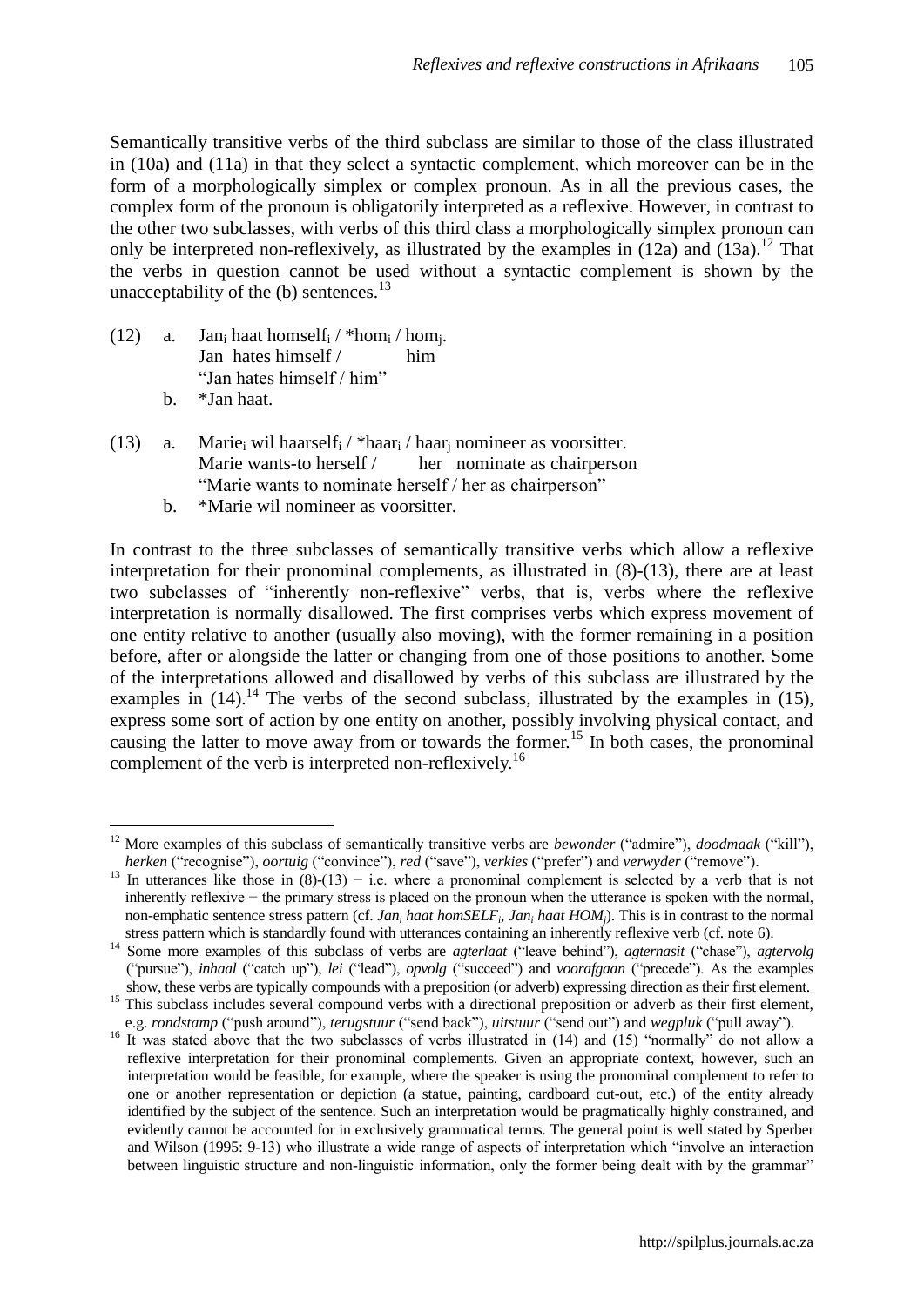Semantically transitive verbs of the third subclass are similar to those of the class illustrated in (10a) and (11a) in that they select a syntactic complement, which moreover can be in the form of a morphologically simplex or complex pronoun. As in all the previous cases, the complex form of the pronoun is obligatorily interpreted as a reflexive. However, in contrast to the other two subclasses, with verbs of this third class a morphologically simplex pronoun can only be interpreted non-reflexively, as illustrated by the examples in (12a) and (13a).[12] That the verbs in question cannot be used without a syntactic complement is shown by the unacceptability of the (b) sentences.[13]

(12) a. Jan$_i$ haat homself$_i$ / *hom$_i$ / hom$_j$.
Jan hates himself / him
"Jan hates himself / him"

b. *Jan haat.

(13) a. Marie$_i$ wil haarself$_i$ / *haar$_i$ / haar$_j$ nomineer as voorsitter.
Marie wants-to herself / her nominate as chairperson
"Marie wants to nominate herself / her as chairperson"

b. *Marie wil nomineer as voorsitter.

In contrast to the three subclasses of semantically transitive verbs which allow a reflexive interpretation for their pronominal complements, as illustrated in (8)-(13), there are at least two subclasses of "inherently non-reflexive" verbs, that is, verbs where the reflexive interpretation is normally disallowed. The first comprises verbs which express movement of one entity relative to another (usually also moving), with the former remaining in a position before, after or alongside the latter or changing from one of those positions to another. Some of the interpretations allowed and disallowed by verbs of this subclass are illustrated by the examples in (14).[14] The verbs of the second subclass, illustrated by the examples in (15), express some sort of action by one entity on another, possibly involving physical contact, and causing the latter to move away from or towards the former.[15] In both cases, the pronominal complement of the verb is interpreted non-reflexively.[16]

---

[12] More examples of this subclass of semantically transitive verbs are *bewonder* ("admire"), *doodmaak* ("kill"), *herken* ("recognise"), *oortuig* ("convince"), *red* ("save"), *verkies* ("prefer") and *verwyder* ("remove").

[13] In utterances like those in (8)-(13) − i.e. where a pronominal complement is selected by a verb that is not inherently reflexive − the primary stress is placed on the pronoun when the utterance is spoken with the normal, non-emphatic sentence stress pattern (cf. *Jan$_i$ haat homSELF$_i$*, *Jan$_i$ haat HOM$_j$*). This is in contrast to the normal stress pattern which is standardly found with utterances containing an inherently reflexive verb (cf. note 6).

[14] Some more examples of this subclass of verbs are *agterlaat* ("leave behind"), *agternasit* ("chase"), *agtervolg* ("pursue"), *inhaal* ("catch up"), *lei* ("lead"), *opvolg* ("succeed") and *voorafgaan* ("precede"). As the examples show, these verbs are typically compounds with a preposition (or adverb) expressing direction as their first element.

[15] This subclass includes several compound verbs with a directional preposition or adverb as their first element, e.g. *rondstamp* ("push around"), *terugstuur* ("send back"), *uitstuur* ("send out") and *wegpluk* ("pull away").

[16] It was stated above that the two subclasses of verbs illustrated in (14) and (15) "normally" do not allow a reflexive interpretation for their pronominal complements. Given an appropriate context, however, such an interpretation would be feasible, for example, where the speaker is using the pronominal complement to refer to one or another representation or depiction (a statue, painting, cardboard cut-out, etc.) of the entity already identified by the subject of the sentence. Such an interpretation would be pragmatically highly constrained, and evidently cannot be accounted for in exclusively grammatical terms. The general point is well stated by Sperber and Wilson (1995: 9-13) who illustrate a wide range of aspects of interpretation which "involve an interaction between linguistic structure and non-linguistic information, only the former being dealt with by the grammar"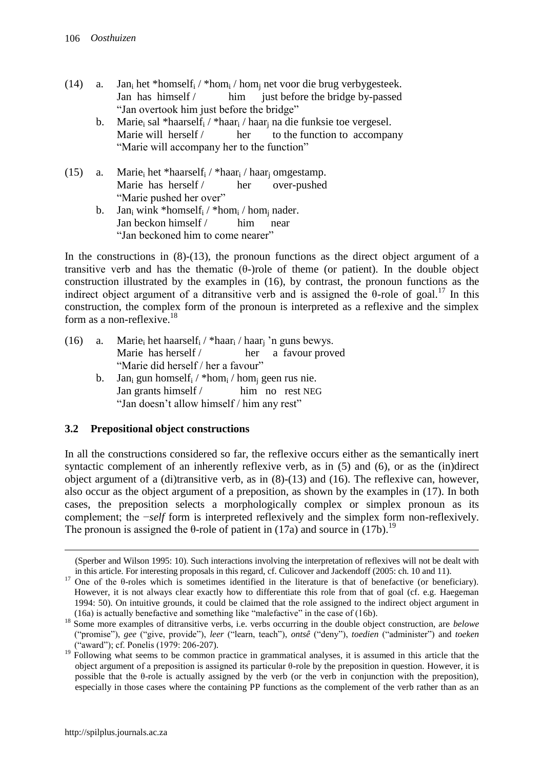(14) a. Jan$_i$ het *homself$_i$ / *hom$_i$ / hom$_j$ net voor die brug verbygesteek.
Jan has himself / him just before the bridge by-passed
"Jan overtook him just before the bridge"

b. Marie$_i$ sal *haarself$_i$ / *haar$_i$ / haar$_j$ na die funksie toe vergesel.
Marie will herself / her to the function to accompany
"Marie will accompany her to the function"

(15) a. Marie$_i$ het *haarself$_i$ / *haar$_i$ / haar$_j$ omgestamp.
Marie has herself / her over-pushed
"Marie pushed her over"

b. Jan$_i$ wink *homself$_i$ / *hom$_i$ / hom$_j$ nader.
Jan beckon himself / him near
"Jan beckoned him to come nearer"

In the constructions in (8)-(13), the pronoun functions as the direct object argument of a transitive verb and has the thematic (θ-)role of theme (or patient). In the double object construction illustrated by the examples in (16), by contrast, the pronoun functions as the indirect object argument of a ditransitive verb and is assigned the θ-role of goal.[17] In this construction, the complex form of the pronoun is interpreted as a reflexive and the simplex form as a non-reflexive.[18]

(16) a. Marie$_i$ het haarself$_i$ / *haar$_i$ / haar$_j$ 'n guns bewys.
Marie has herself / her a favour proved
"Marie did herself / her a favour"

b. Jan$_i$ gun homself$_i$ / *hom$_i$ / hom$_j$ geen rus nie.
Jan grants himself / him no rest NEG
"Jan doesn't allow himself / him any rest"

## 3.2 Prepositional object constructions

In all the constructions considered so far, the reflexive occurs either as the semantically inert syntactic complement of an inherently reflexive verb, as in (5) and (6), or as the (in)direct object argument of a (di)transitive verb, as in (8)-(13) and (16). The reflexive can, however, also occur as the object argument of a preposition, as shown by the examples in (17). In both cases, the preposition selects a morphologically complex or simplex pronoun as its complement; the −*self* form is interpreted reflexively and the simplex form non-reflexively. The pronoun is assigned the θ-role of patient in (17a) and source in (17b).[19]

---

(Sperber and Wilson 1995: 10). Such interactions involving the interpretation of reflexives will not be dealt with in this article. For interesting proposals in this regard, cf. Culicover and Jackendoff (2005: ch. 10 and 11).

[17] One of the θ-roles which is sometimes identified in the literature is that of benefactive (or beneficiary). However, it is not always clear exactly how to differentiate this role from that of goal (cf. e.g. Haegeman 1994: 50). On intuitive grounds, it could be claimed that the role assigned to the indirect object argument in (16a) is actually benefactive and something like "malefactive" in the case of (16b).

[18] Some more examples of ditransitive verbs, i.e. verbs occurring in the double object construction, are *belowe* ("promise"), *gee* ("give, provide"), *leer* ("learn, teach"), *ontsê* ("deny"), *toedien* ("administer") and *toeken* ("award"); cf. Ponelis (1979: 206-207).

[19] Following what seems to be common practice in grammatical analyses, it is assumed in this article that the object argument of a preposition is assigned its particular θ-role by the preposition in question. However, it is possible that the θ-role is actually assigned by the verb (or the verb in conjunction with the preposition), especially in those cases where the containing PP functions as the complement of the verb rather than as an

http://spilplus.journals.ac.za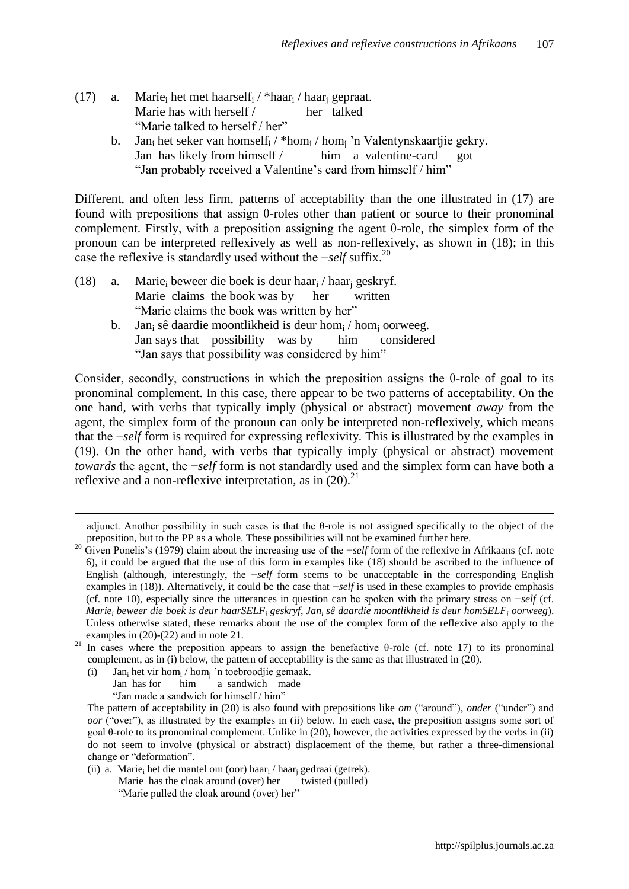(17) a. Marie$_i$ het met haarself$_i$ / *haar$_i$ / haar$_j$ gepraat.
Marie has with herself / her talked
"Marie talked to herself / her"

b. Jan$_i$ het seker van homself$_i$ / *hom$_i$ / hom$_j$ 'n Valentynskaartjie gekry.
Jan has likely from himself / him a valentine-card got
"Jan probably received a Valentine's card from himself / him"

Different, and often less firm, patterns of acceptability than the one illustrated in (17) are found with prepositions that assign θ-roles other than patient or source to their pronominal complement. Firstly, with a preposition assigning the agent θ-role, the simplex form of the pronoun can be interpreted reflexively as well as non-reflexively, as shown in (18); in this case the reflexive is standardly used without the −*self* suffix.[20]

(18) a. Marie$_i$ beweer die boek is deur haar$_i$ / haar$_j$ geskryf.
Marie claims the book was by her written
"Marie claims the book was written by her"

b. Jan$_i$ sê daardie moontlikheid is deur hom$_i$ / hom$_j$ oorweeg.
Jan says that possibility was by him considered
"Jan says that possibility was considered by him"

Consider, secondly, constructions in which the preposition assigns the θ-role of goal to its pronominal complement. In this case, there appear to be two patterns of acceptability. On the one hand, with verbs that typically imply (physical or abstract) movement *away* from the agent, the simplex form of the pronoun can only be interpreted non-reflexively, which means that the −*self* form is required for expressing reflexivity. This is illustrated by the examples in (19). On the other hand, with verbs that typically imply (physical or abstract) movement *towards* the agent, the −*self* form is not standardly used and the simplex form can have both a reflexive and a non-reflexive interpretation, as in (20).[21]

---

adjunct. Another possibility in such cases is that the θ-role is not assigned specifically to the object of the preposition, but to the PP as a whole. These possibilities will not be examined further here.

[20] Given Ponelis's (1979) claim about the increasing use of the −*self* form of the reflexive in Afrikaans (cf. note 6), it could be argued that the use of this form in examples like (18) should be ascribed to the influence of English (although, interestingly, the −*self* form seems to be unacceptable in the corresponding English examples in (18)). Alternatively, it could be the case that −*self* is used in these examples to provide emphasis (cf. note 10), especially since the utterances in question can be spoken with the primary stress on −*self* (cf. *Marie$_i$ beweer die boek is deur haarSELF$_i$ geskryf*, *Jan$_i$ sê daardie moontlikheid is deur homSELF$_i$ oorweeg*). Unless otherwise stated, these remarks about the use of the complex form of the reflexive also apply to the examples in (20)-(22) and in note 21.

[21] In cases where the preposition appears to assign the benefactive θ-role (cf. note 17) to its pronominal complement, as in (i) below, the pattern of acceptability is the same as that illustrated in (20).

(i) Jan$_i$ het vir hom$_i$ / hom$_j$ 'n toebroodjie gemaak.
Jan has for him a sandwich made
"Jan made a sandwich for himself / him"

The pattern of acceptability in (20) is also found with prepositions like *om* ("around"), *onder* ("under") and *oor* ("over"), as illustrated by the examples in (ii) below. In each case, the preposition assigns some sort of goal θ-role to its pronominal complement. Unlike in (20), however, the activities expressed by the verbs in (ii) do not seem to involve (physical or abstract) displacement of the theme, but rather a three-dimensional change or "deformation".

(ii) a. Marie$_i$ het die mantel om (oor) haar$_i$ / haar$_j$ gedraai (getrek).
Marie has the cloak around (over) her twisted (pulled)
"Marie pulled the cloak around (over) her"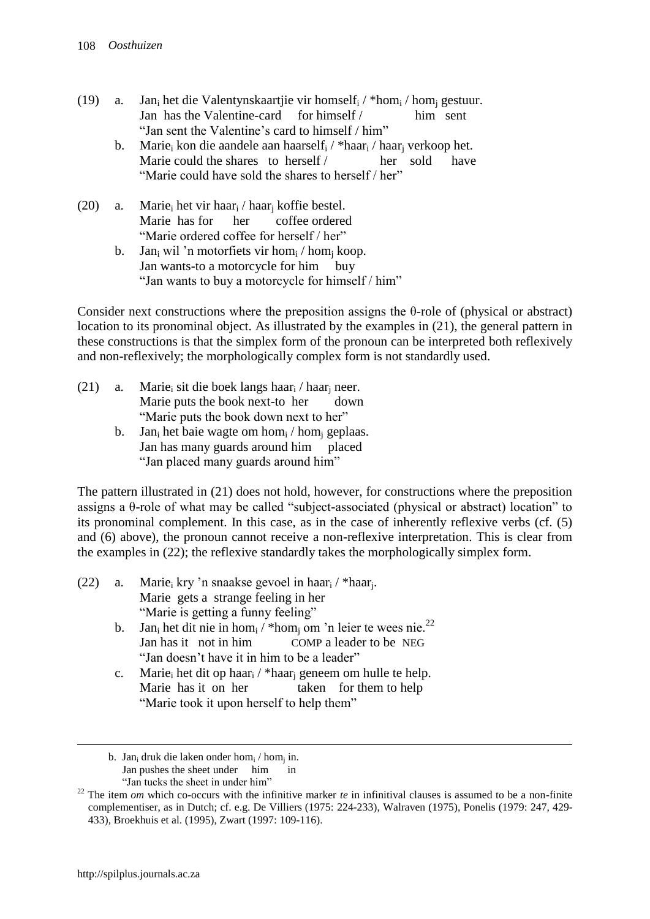(19) a. Jan$_i$ het die Valentynskaartjie vir homself$_i$ / *hom$_i$ / hom$_j$ gestuur.
Jan has the Valentine-card for himself / him sent
"Jan sent the Valentine's card to himself / him"

b. Marie$_i$ kon die aandele aan haarself$_i$ / *haar$_i$ / haar$_j$ verkoop het.
Marie could the shares to herself / her sold have
"Marie could have sold the shares to herself / her"

(20) a. Marie$_i$ het vir haar$_i$ / haar$_j$ koffie bestel.
Marie has for her coffee ordered
"Marie ordered coffee for herself / her"

b. Jan$_i$ wil 'n motorfiets vir hom$_i$ / hom$_j$ koop.
Jan wants-to a motorcycle for him buy
"Jan wants to buy a motorcycle for himself / him"

Consider next constructions where the preposition assigns the θ-role of (physical or abstract) location to its pronominal object. As illustrated by the examples in (21), the general pattern in these constructions is that the simplex form of the pronoun can be interpreted both reflexively and non-reflexively; the morphologically complex form is not standardly used.

(21) a. Marie$_i$ sit die boek langs haar$_i$ / haar$_j$ neer.
Marie puts the book next-to her down
"Marie puts the book down next to her"

b. Jan$_i$ het baie wagte om hom$_i$ / hom$_j$ geplaas.
Jan has many guards around him placed
"Jan placed many guards around him"

The pattern illustrated in (21) does not hold, however, for constructions where the preposition assigns a θ-role of what may be called "subject-associated (physical or abstract) location" to its pronominal complement. In this case, as in the case of inherently reflexive verbs (cf. (5) and (6) above), the pronoun cannot receive a non-reflexive interpretation. This is clear from the examples in (22); the reflexive standardly takes the morphologically simplex form.

(22) a. Marie$_i$ kry 'n snaakse gevoel in haar$_i$ / *haar$_j$.
Marie gets a strange feeling in her
"Marie is getting a funny feeling"

b. Jan$_i$ het dit nie in hom$_i$ / *hom$_j$ om 'n leier te wees nie.[22]
Jan has it not in him COMP a leader to be NEG
"Jan doesn't have it in him to be a leader"

c. Marie$_i$ het dit op haar$_i$ / *haar$_j$ geneem om hulle te help.
Marie has it on her taken for them to help
"Marie took it upon herself to help them"

---

b. Jan$_i$ druk die laken onder hom$_i$ / hom$_j$ in.
Jan pushes the sheet under him in
"Jan tucks the sheet in under him"

[22] The item *om* which co-occurs with the infinitive marker *te* in infinitival clauses is assumed to be a non-finite complementiser, as in Dutch; cf. e.g. De Villiers (1975: 224-233), Walraven (1975), Ponelis (1979: 247, 429-433), Broekhuis et al. (1995), Zwart (1997: 109-116).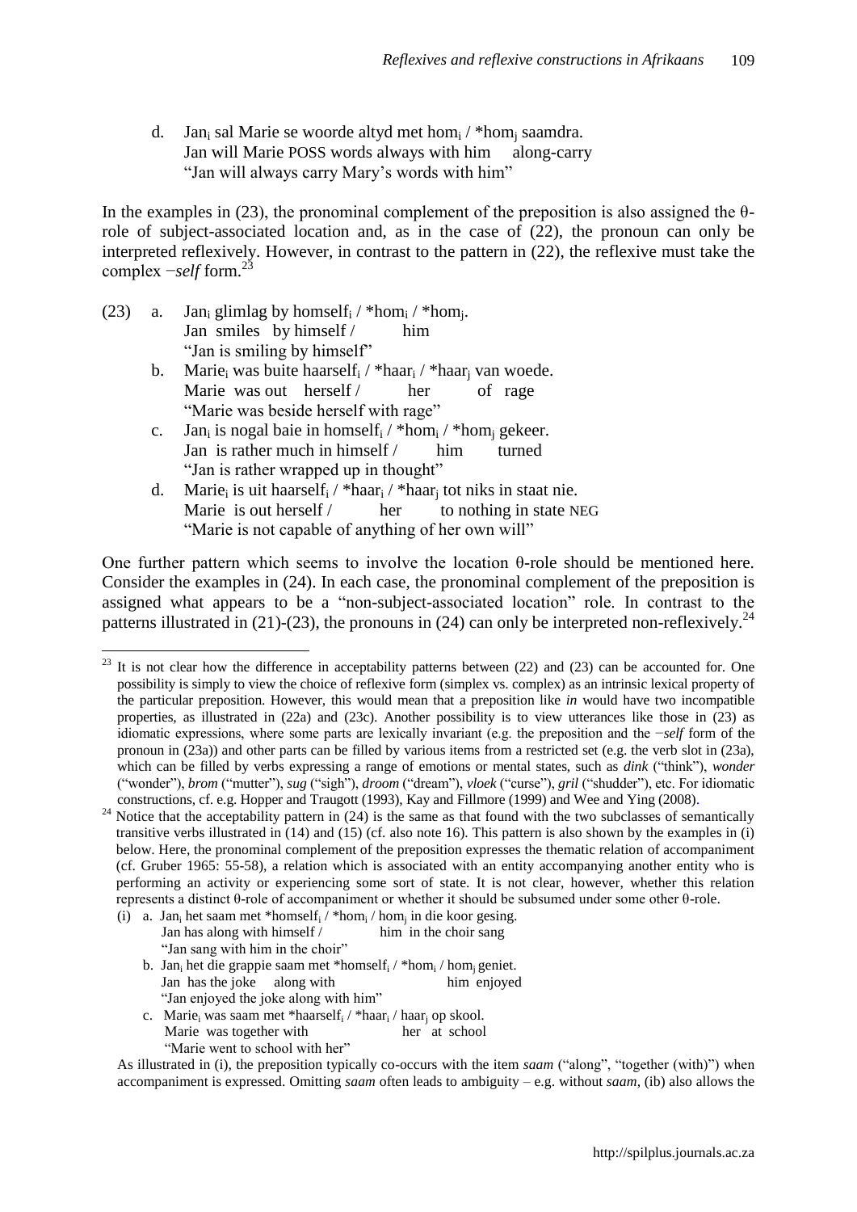d. Jan$_i$ sal Marie se woorde altyd met hom$_i$ / *hom$_j$ saamdra.
   Jan will Marie POSS words always with him along-carry
   "Jan will always carry Mary's words with him"

In the examples in (23), the pronominal complement of the preposition is also assigned the θ-role of subject-associated location and, as in the case of (22), the pronoun can only be interpreted reflexively. However, in contrast to the pattern in (22), the reflexive must take the complex *−self* form.[23]

(23) a. Jan$_i$ glimlag by homself$_i$ / *hom$_i$ / *hom$_j$.
   Jan smiles by himself / him
   "Jan is smiling by himself"

b. Marie$_i$ was buite haarself$_i$ / *haar$_i$ / *haar$_j$ van woede.
   Marie was out herself / her of rage
   "Marie was beside herself with rage"

c. Jan$_i$ is nogal baie in homself$_i$ / *hom$_i$ / *hom$_j$ gekeer.
   Jan is rather much in himself / him turned
   "Jan is rather wrapped up in thought"

d. Marie$_i$ is uit haarself$_i$ / *haar$_i$ / *haar$_j$ tot niks in staat nie.
   Marie is out herself / her to nothing in state NEG
   "Marie is not capable of anything of her own will"

One further pattern which seems to involve the location θ-role should be mentioned here. Consider the examples in (24). In each case, the pronominal complement of the preposition is assigned what appears to be a "non-subject-associated location" role. In contrast to the patterns illustrated in (21)-(23), the pronouns in (24) can only be interpreted non-reflexively.[24]

---

[23] It is not clear how the difference in acceptability patterns between (22) and (23) can be accounted for. One possibility is simply to view the choice of reflexive form (simplex vs. complex) as an intrinsic lexical property of the particular preposition. However, this would mean that a preposition like *in* would have two incompatible properties, as illustrated in (22a) and (23c). Another possibility is to view utterances like those in (23) as idiomatic expressions, where some parts are lexically invariant (e.g. the preposition and the *−self* form of the pronoun in (23a)) and other parts can be filled by various items from a restricted set (e.g. the verb slot in (23a), which can be filled by verbs expressing a range of emotions or mental states, such as *dink* ("think"), *wonder* ("wonder"), *brom* ("mutter"), *sug* ("sigh"), *droom* ("dream"), *vloek* ("curse"), *gril* ("shudder"), etc. For idiomatic constructions, cf. e.g. Hopper and Traugott (1993), Kay and Fillmore (1999) and Wee and Ying (2008).

[24] Notice that the acceptability pattern in (24) is the same as that found with the two subclasses of semantically transitive verbs illustrated in (14) and (15) (cf. also note 16). This pattern is also shown by the examples in (i) below. Here, the pronominal complement of the preposition expresses the thematic relation of accompaniment (cf. Gruber 1965: 55-58), a relation which is associated with an entity accompanying another entity who is performing an activity or experiencing some sort of state. It is not clear, however, whether this relation represents a distinct θ-role of accompaniment or whether it should be subsumed under some other θ-role.

(i) a. Jan$_i$ het saam met *homself$_i$ / *hom$_i$ / hom$_j$ in die koor gesing.
   Jan has along with himself / him in the choir sang
   "Jan sang with him in the choir"

b. Jan$_i$ het die grappie saam met *homself$_i$ / *hom$_i$ / hom$_j$ geniet.
   Jan has the joke along with him enjoyed
   "Jan enjoyed the joke along with him"

c. Marie$_i$ was saam met *haarself$_i$ / *haar$_i$ / haar$_j$ op skool.
   Marie was together with her at school
   "Marie went to school with her"

As illustrated in (i), the preposition typically co-occurs with the item *saam* ("along", "together (with)") when accompaniment is expressed. Omitting *saam* often leads to ambiguity – e.g. without *saam*, (ib) also allows the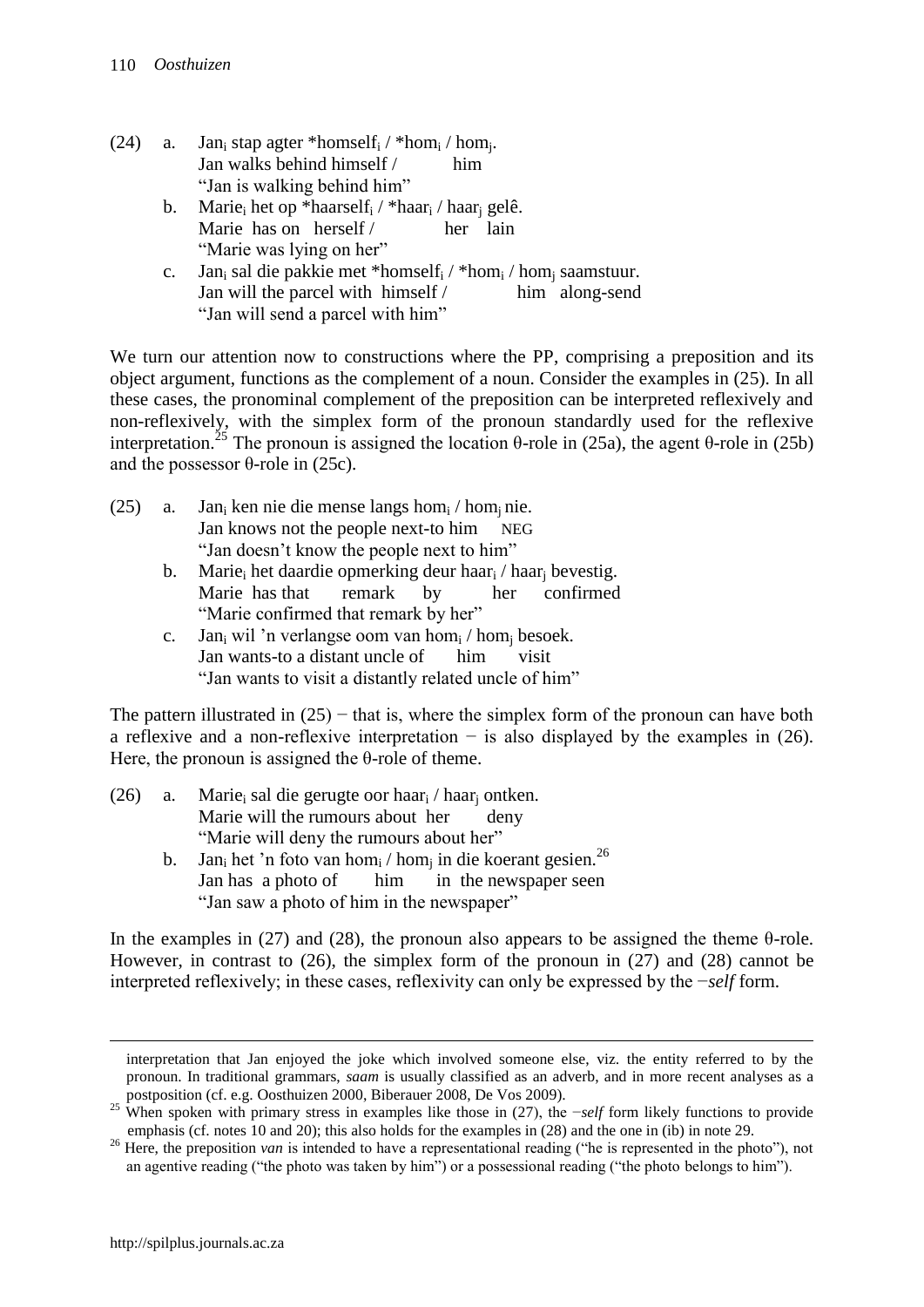(24) a. Jan$_i$ stap agter *homself$_i$ / *hom$_i$ / hom$_j$.
Jan walks behind himself / him
"Jan is walking behind him"

b. Marie$_i$ het op *haarself$_i$ / *haar$_i$ / haar$_j$ gelê.
Marie has on herself / her lain
"Marie was lying on her"

c. Jan$_i$ sal die pakkie met *homself$_i$ / *hom$_i$ / hom$_j$ saamstuur.
Jan will the parcel with himself / him along-send
"Jan will send a parcel with him"

We turn our attention now to constructions where the PP, comprising a preposition and its object argument, functions as the complement of a noun. Consider the examples in (25). In all these cases, the pronominal complement of the preposition can be interpreted reflexively and non-reflexively, with the simplex form of the pronoun standardly used for the reflexive interpretation.[25] The pronoun is assigned the location θ-role in (25a), the agent θ-role in (25b) and the possessor θ-role in (25c).

(25) a. Jan$_i$ ken nie die mense langs hom$_i$ / hom$_j$ nie.
Jan knows not the people next-to him NEG
"Jan doesn't know the people next to him"

b. Marie$_i$ het daardie opmerking deur haar$_i$ / haar$_j$ bevestig.
Marie has that remark by her confirmed
"Marie confirmed that remark by her"

c. Jan$_i$ wil 'n verlangse oom van hom$_i$ / hom$_j$ besoek.
Jan wants-to a distant uncle of him visit
"Jan wants to visit a distantly related uncle of him"

The pattern illustrated in (25) − that is, where the simplex form of the pronoun can have both a reflexive and a non-reflexive interpretation − is also displayed by the examples in (26). Here, the pronoun is assigned the θ-role of theme.

(26) a. Marie$_i$ sal die gerugte oor haar$_i$ / haar$_j$ ontken.
Marie will the rumours about her deny
"Marie will deny the rumours about her"

b. Jan$_i$ het 'n foto van hom$_i$ / hom$_j$ in die koerant gesien.[26]
Jan has a photo of him in the newspaper seen
"Jan saw a photo of him in the newspaper"

In the examples in (27) and (28), the pronoun also appears to be assigned the theme θ-role. However, in contrast to (26), the simplex form of the pronoun in (27) and (28) cannot be interpreted reflexively; in these cases, reflexivity can only be expressed by the −*self* form.

---

interpretation that Jan enjoyed the joke which involved someone else, viz. the entity referred to by the pronoun. In traditional grammars, *saam* is usually classified as an adverb, and in more recent analyses as a postposition (cf. e.g. Oosthuizen 2000, Biberauer 2008, De Vos 2009).

[25] When spoken with primary stress in examples like those in (27), the −*self* form likely functions to provide emphasis (cf. notes 10 and 20); this also holds for the examples in (28) and the one in (ib) in note 29.

[26] Here, the preposition *van* is intended to have a representational reading ("he is represented in the photo"), not an agentive reading ("the photo was taken by him") or a possessional reading ("the photo belongs to him").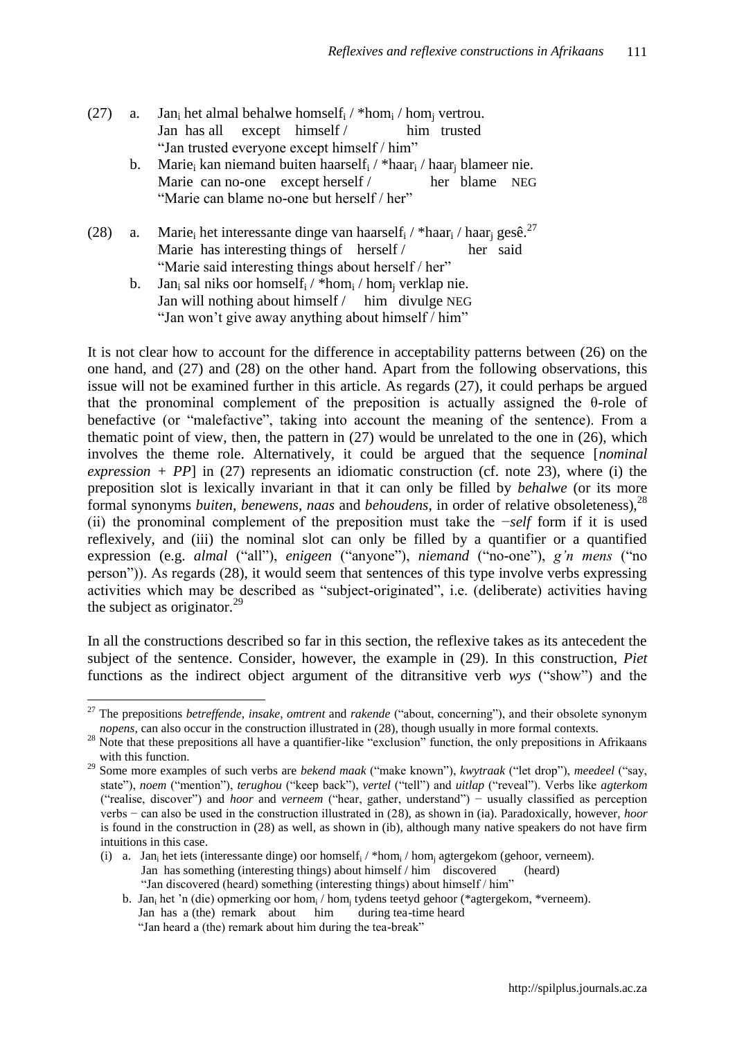(27) a. Jan$_i$ het almal behalwe homself$_i$ / *hom$_i$ / hom$_j$ vertrou.
 Jan has all except himself / him trusted
 "Jan trusted everyone except himself / him"

 b. Marie$_i$ kan niemand buiten haarself$_i$ / *haar$_i$ / haar$_j$ blameer nie.
 Marie can no-one except herself / her blame NEG
 "Marie can blame no-one but herself / her"

(28) a. Marie$_i$ het interessante dinge van haarself$_i$ / *haar$_i$ / haar$_j$ gesê.[27]
 Marie has interesting things of herself / her said
 "Marie said interesting things about herself / her"

 b. Jan$_i$ sal niks oor homself$_i$ / *hom$_i$ / hom$_j$ verklap nie.
 Jan will nothing about himself / him divulge NEG
 "Jan won't give away anything about himself / him"

It is not clear how to account for the difference in acceptability patterns between (26) on the one hand, and (27) and (28) on the other hand. Apart from the following observations, this issue will not be examined further in this article. As regards (27), it could perhaps be argued that the pronominal complement of the preposition is actually assigned the θ-role of benefactive (or "malefactive", taking into account the meaning of the sentence). From a thematic point of view, then, the pattern in (27) would be unrelated to the one in (26), which involves the theme role. Alternatively, it could be argued that the sequence [*nominal expression + PP*] in (27) represents an idiomatic construction (cf. note 23), where (i) the preposition slot is lexically invariant in that it can only be filled by *behalwe* (or its more formal synonyms *buiten*, *benewens*, *naas* and *behoudens*, in order of relative obsoleteness),[28] (ii) the pronominal complement of the preposition must take the −*self* form if it is used reflexively, and (iii) the nominal slot can only be filled by a quantifier or a quantified expression (e.g. *almal* ("all"), *enigeen* ("anyone"), *niemand* ("no-one"), *g'n mens* ("no person")). As regards (28), it would seem that sentences of this type involve verbs expressing activities which may be described as "subject-originated", i.e. (deliberate) activities having the subject as originator.[29]

In all the constructions described so far in this section, the reflexive takes as its antecedent the subject of the sentence. Consider, however, the example in (29). In this construction, *Piet* functions as the indirect object argument of the ditransitive verb *wys* ("show") and the

---

[27] The prepositions *betreffende*, *insake*, *omtrent* and *rakende* ("about, concerning"), and their obsolete synonym *nopens*, can also occur in the construction illustrated in (28), though usually in more formal contexts.

[28] Note that these prepositions all have a quantifier-like "exclusion" function, the only prepositions in Afrikaans with this function.

[29] Some more examples of such verbs are *bekend maak* ("make known"), *kwytraak* ("let drop"), *meedeel* ("say, state"), *noem* ("mention"), *terughou* ("keep back"), *vertel* ("tell") and *uitlap* ("reveal"). Verbs like *agterkom* ("realise, discover") and *hoor* and *verneem* ("hear, gather, understand") − usually classified as perception verbs − can also be used in the construction illustrated in (28), as shown in (ia). Paradoxically, however, *hoor* is found in the construction in (28) as well, as shown in (ib), although many native speakers do not have firm intuitions in this case.

(i) a. Jan$_i$ het iets (interessante dinge) oor homself$_i$ / *hom$_i$ / hom$_j$ agtergekom (gehoor, verneem).
 Jan has something (interesting things) about himself / him discovered (heard)
 "Jan discovered (heard) something (interesting things) about himself / him"

 b. Jan$_i$ het 'n (die) opmerking oor hom$_i$ / hom$_j$ tydens teetyd gehoor (*agtergekom, *verneem).
 Jan has a (the) remark about him during tea-time heard
 "Jan heard a (the) remark about him during the tea-break"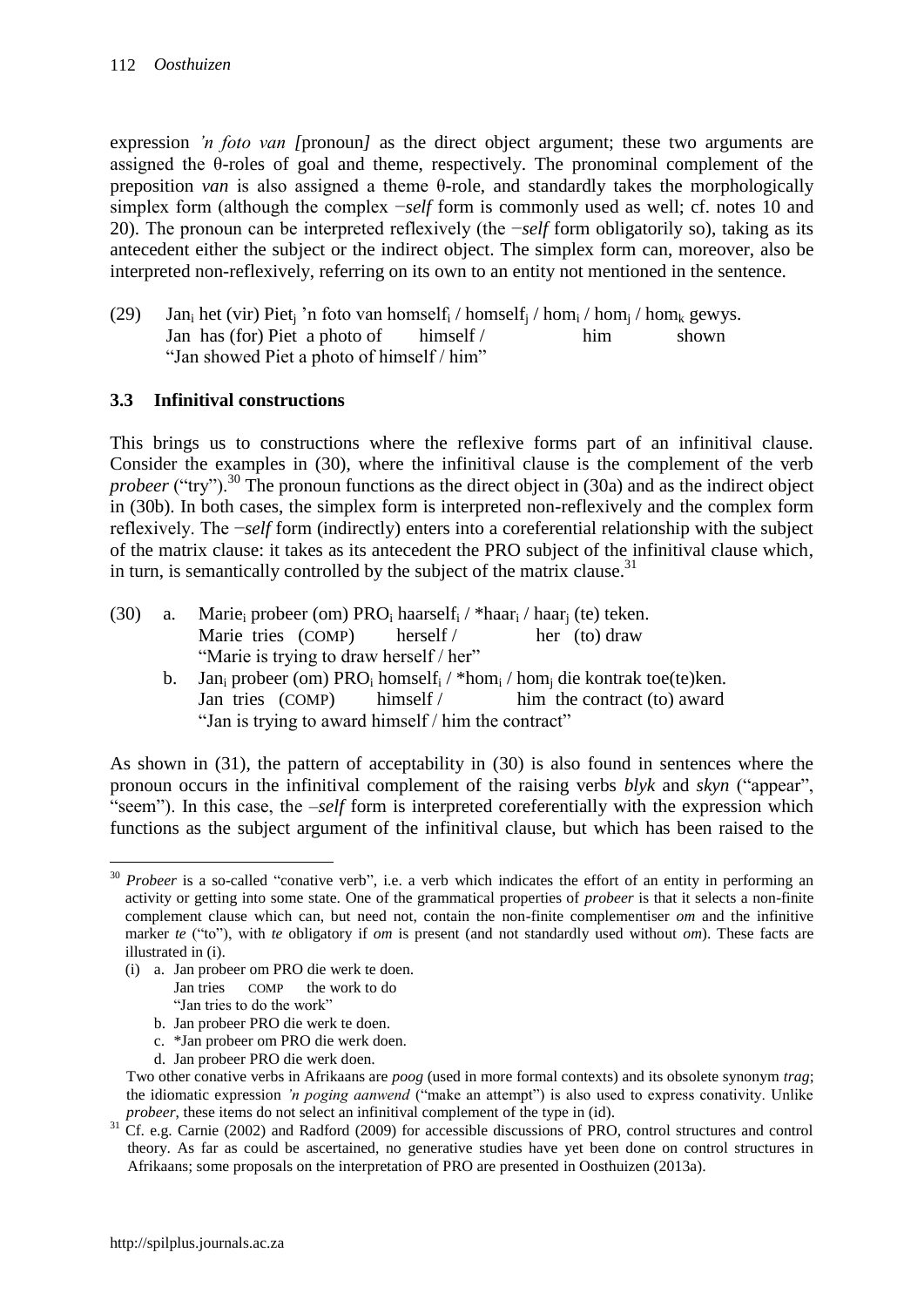expression *'n foto van [*pronoun*]* as the direct object argument; these two arguments are assigned the θ-roles of goal and theme, respectively. The pronominal complement of the preposition *van* is also assigned a theme θ-role, and standardly takes the morphologically simplex form (although the complex *−self* form is commonly used as well; cf. notes 10 and 20). The pronoun can be interpreted reflexively (the *−self* form obligatorily so), taking as its antecedent either the subject or the indirect object. The simplex form can, moreover, also be interpreted non-reflexively, referring on its own to an entity not mentioned in the sentence.

(29) Jan$_i$ het (vir) Piet$_j$ 'n foto van homself$_i$ / homself$_j$ / hom$_i$ / hom$_j$ / hom$_k$ gewys.
Jan has (for) Piet a photo of himself / him shown
"Jan showed Piet a photo of himself / him"

### 3.3 Infinitival constructions

This brings us to constructions where the reflexive forms part of an infinitival clause. Consider the examples in (30), where the infinitival clause is the complement of the verb *probeer* ("try").[30] The pronoun functions as the direct object in (30a) and as the indirect object in (30b). In both cases, the simplex form is interpreted non-reflexively and the complex form reflexively. The *−self* form (indirectly) enters into a coreferential relationship with the subject of the matrix clause: it takes as its antecedent the PRO subject of the infinitival clause which, in turn, is semantically controlled by the subject of the matrix clause.[31]

(30) a. Marie$_i$ probeer (om) PRO$_i$ haarself$_i$ / *haar$_i$ / haar$_j$ (te) teken.
Marie tries (COMP) herself / her (to) draw
"Marie is trying to draw herself / her"

b. Jan$_i$ probeer (om) PRO$_i$ homself$_i$ / *hom$_i$ / hom$_j$ die kontrak toe(te)ken.
Jan tries (COMP) himself / him the contract (to) award
"Jan is trying to award himself / him the contract"

As shown in (31), the pattern of acceptability in (30) is also found in sentences where the pronoun occurs in the infinitival complement of the raising verbs *blyk* and *skyn* ("appear", "seem"). In this case, the *–self* form is interpreted coreferentially with the expression which functions as the subject argument of the infinitival clause, but which has been raised to the

---

[30] *Probeer* is a so-called "conative verb", i.e. a verb which indicates the effort of an entity in performing an activity or getting into some state. One of the grammatical properties of *probeer* is that it selects a non-finite complement clause which can, but need not, contain the non-finite complementiser *om* and the infinitive marker *te* ("to"), with *te* obligatory if *om* is present (and not standardly used without *om*). These facts are illustrated in (i).

(i) a. Jan probeer om PRO die werk te doen.
Jan tries COMP the work to do
"Jan tries to do the work"
b. Jan probeer PRO die werk te doen.
c. *Jan probeer om PRO die werk doen.
d. Jan probeer PRO die werk doen.

Two other conative verbs in Afrikaans are *poog* (used in more formal contexts) and its obsolete synonym *trag*; the idiomatic expression *'n poging aanwend* ("make an attempt") is also used to express conativity. Unlike *probeer*, these items do not select an infinitival complement of the type in (id).

[31] Cf. e.g. Carnie (2002) and Radford (2009) for accessible discussions of PRO, control structures and control theory. As far as could be ascertained, no generative studies have yet been done on control structures in Afrikaans; some proposals on the interpretation of PRO are presented in Oosthuizen (2013a).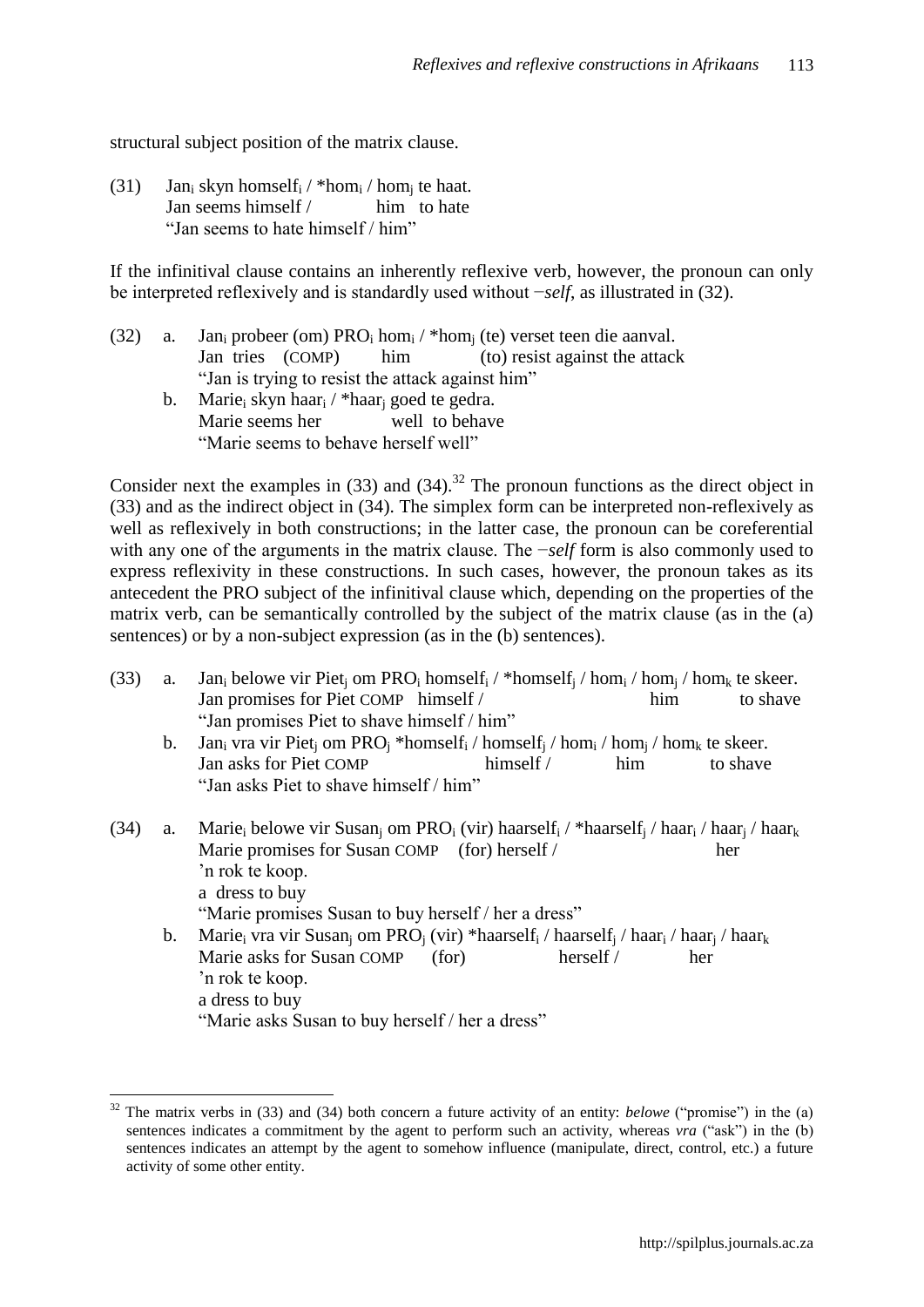structural subject position of the matrix clause.

(31) Jan$_i$ skyn homself$_i$ / *hom$_i$ / hom$_j$ te haat.
Jan seems himself / him to hate
"Jan seems to hate himself / him"

If the infinitival clause contains an inherently reflexive verb, however, the pronoun can only be interpreted reflexively and is standardly used without *−self*, as illustrated in (32).

(32) a. Jan$_i$ probeer (om) PRO$_i$ hom$_i$ / *hom$_j$ (te) verset teen die aanval.
Jan tries (COMP) him (to) resist against the attack
"Jan is trying to resist the attack against him"

b. Marie$_i$ skyn haar$_i$ / *haar$_j$ goed te gedra.
Marie seems her well to behave
"Marie seems to behave herself well"

Consider next the examples in (33) and (34).[32] The pronoun functions as the direct object in (33) and as the indirect object in (34). The simplex form can be interpreted non-reflexively as well as reflexively in both constructions; in the latter case, the pronoun can be coreferential with any one of the arguments in the matrix clause. The *−self* form is also commonly used to express reflexivity in these constructions. In such cases, however, the pronoun takes as its antecedent the PRO subject of the infinitival clause which, depending on the properties of the matrix verb, can be semantically controlled by the subject of the matrix clause (as in the (a) sentences) or by a non-subject expression (as in the (b) sentences).

(33) a. Jan$_i$ belowe vir Piet$_j$ om PRO$_i$ homself$_i$ / *homself$_j$ / hom$_i$ / hom$_j$ / hom$_k$ te skeer.
Jan promises for Piet COMP himself / him to shave
"Jan promises Piet to shave himself / him"

b. Jan$_i$ vra vir Piet$_j$ om PRO$_j$ *homself$_i$ / homself$_j$ / hom$_i$ / hom$_j$ / hom$_k$ te skeer.
Jan asks for Piet COMP himself / him to shave
"Jan asks Piet to shave himself / him"

(34) a. Marie$_i$ belowe vir Susan$_j$ om PRO$_i$ (vir) haarself$_i$ / *haarself$_j$ / haar$_i$ / haar$_j$ / haar$_k$ 'n rok te koop.
Marie promises for Susan COMP (for) herself / her a dress to buy
"Marie promises Susan to buy herself / her a dress"

b. Marie$_i$ vra vir Susan$_j$ om PRO$_j$ (vir) *haarself$_i$ / haarself$_j$ / haar$_i$ / haar$_j$ / haar$_k$ 'n rok te koop.
Marie asks for Susan COMP (for) herself / her a dress to buy
"Marie asks Susan to buy herself / her a dress"

---

[32] The matrix verbs in (33) and (34) both concern a future activity of an entity: *belowe* ("promise") in the (a) sentences indicates a commitment by the agent to perform such an activity, whereas *vra* ("ask") in the (b) sentences indicates an attempt by the agent to somehow influence (manipulate, direct, control, etc.) a future activity of some other entity.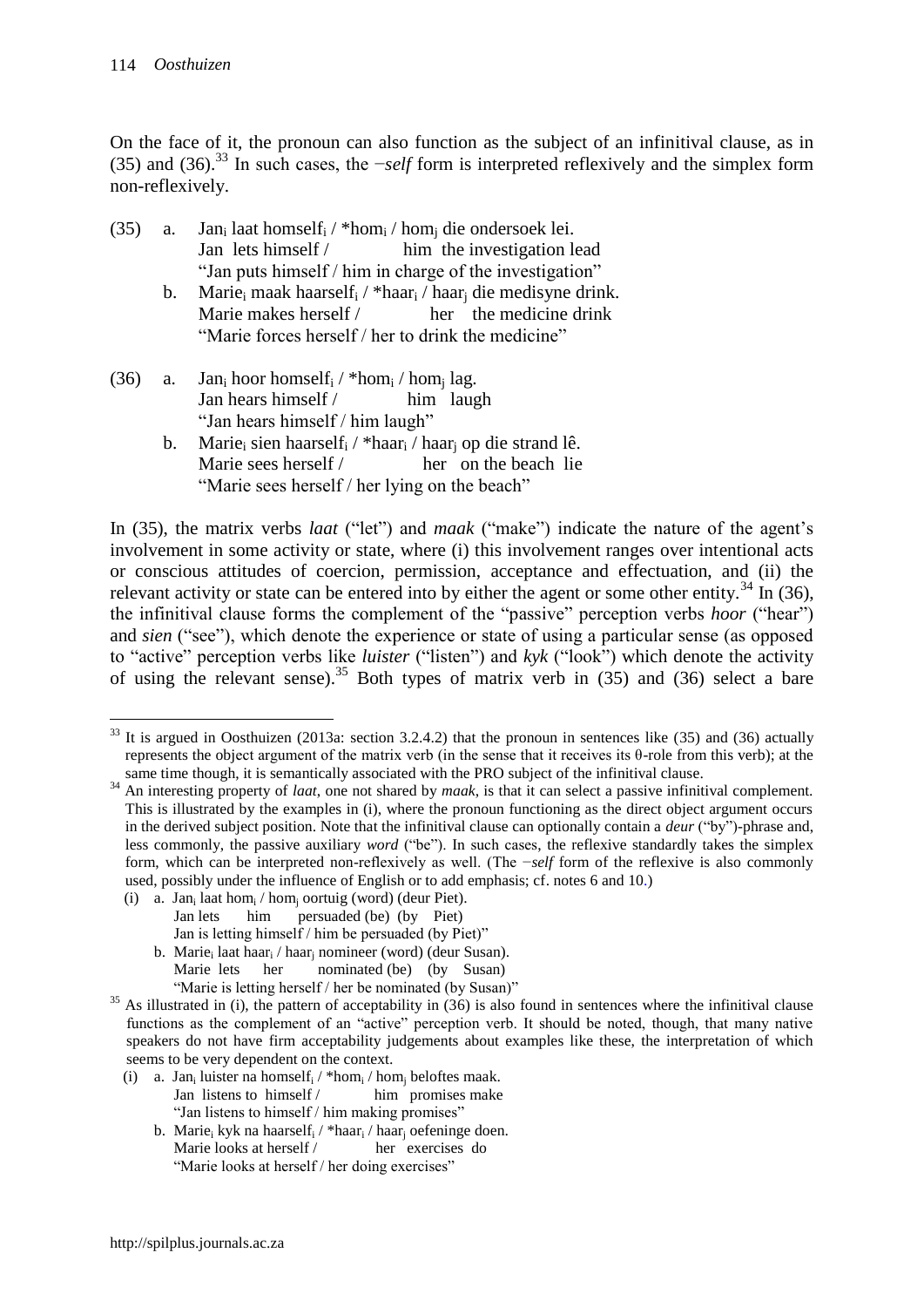On the face of it, the pronoun can also function as the subject of an infinitival clause, as in (35) and (36).[33] In such cases, the *−self* form is interpreted reflexively and the simplex form non-reflexively.

(35) a. $Jan_i$ laat $homself_i$ / $*hom_i$ / $hom_j$ die ondersoek lei.
Jan lets himself / him the investigation lead
"Jan puts himself / him in charge of the investigation"

b. $Marie_i$ maak $haarself_i$ / $*haar_i$ / $haar_j$ die medisyne drink.
Marie makes herself / her the medicine drink
"Marie forces herself / her to drink the medicine"

(36) a. $Jan_i$ hoor $homself_i$ / $*hom_i$ / $hom_j$ lag.
Jan hears himself / him laugh
"Jan hears himself / him laugh"

b. $Marie_i$ sien $haarself_i$ / $*haar_i$ / $haar_j$ op die strand lê.
Marie sees herself / her on the beach lie
"Marie sees herself / her lying on the beach"

In (35), the matrix verbs *laat* ("let") and *maak* ("make") indicate the nature of the agent's involvement in some activity or state, where (i) this involvement ranges over intentional acts or conscious attitudes of coercion, permission, acceptance and effectuation, and (ii) the relevant activity or state can be entered into by either the agent or some other entity.[34] In (36), the infinitival clause forms the complement of the "passive" perception verbs *hoor* ("hear") and *sien* ("see"), which denote the experience or state of using a particular sense (as opposed to "active" perception verbs like *luister* ("listen") and *kyk* ("look") which denote the activity of using the relevant sense).[35] Both types of matrix verb in (35) and (36) select a bare

---

[33] It is argued in Oosthuizen (2013a: section 3.2.4.2) that the pronoun in sentences like (35) and (36) actually represents the object argument of the matrix verb (in the sense that it receives its θ-role from this verb); at the same time though, it is semantically associated with the PRO subject of the infinitival clause.

[34] An interesting property of *laat*, one not shared by *maak*, is that it can select a passive infinitival complement. This is illustrated by the examples in (i), where the pronoun functioning as the direct object argument occurs in the derived subject position. Note that the infinitival clause can optionally contain a *deur* ("by")-phrase and, less commonly, the passive auxiliary *word* ("be"). In such cases, the reflexive standardly takes the simplex form, which can be interpreted non-reflexively as well. (The *−self* form of the reflexive is also commonly used, possibly under the influence of English or to add emphasis; cf. notes 6 and 10.)

(i) a. $Jan_i$ laat $hom_i$ / $hom_j$ oortuig (word) (deur Piet).
Jan lets him persuaded (be) (by Piet)
Jan is letting himself / him be persuaded (by Piet)"

b. $Marie_i$ laat $haar_i$ / $haar_j$ nomineer (word) (deur Susan).
Marie lets her nominated (be) (by Susan)
"Marie is letting herself / her be nominated (by Susan)"

[35] As illustrated in (i), the pattern of acceptability in (36) is also found in sentences where the infinitival clause functions as the complement of an "active" perception verb. It should be noted, though, that many native speakers do not have firm acceptability judgements about examples like these, the interpretation of which seems to be very dependent on the context.

(i) a. $Jan_i$ luister na $homself_i$ / $*hom_i$ / $hom_j$ beloftes maak.
Jan listens to himself / him promises make
"Jan listens to himself / him making promises"

b. $Marie_i$ kyk na $haarself_i$ / $*haar_i$ / $haar_j$ oefeninge doen.
Marie looks at herself / her exercises do
"Marie looks at herself / her doing exercises"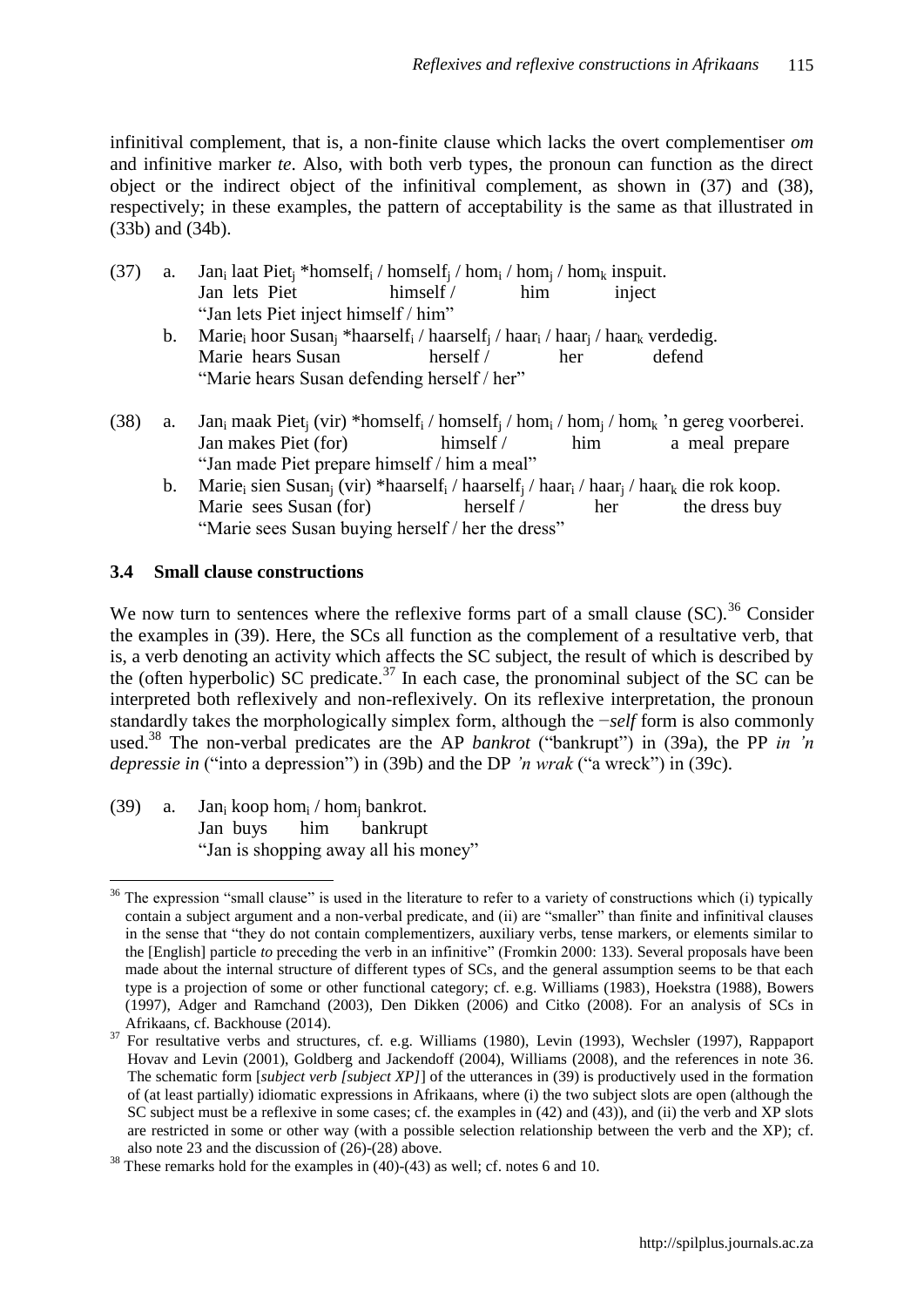infinitival complement, that is, a non-finite clause which lacks the overt complementiser *om* and infinitive marker *te*. Also, with both verb types, the pronoun can function as the direct object or the indirect object of the infinitival complement, as shown in (37) and (38), respectively; in these examples, the pattern of acceptability is the same as that illustrated in (33b) and (34b).

(37) a. $\text{Jan}_i$ laat $\text{Piet}_j$ $*\text{homself}_i$ / $\text{homself}_j$ / $\text{hom}_i$ / $\text{hom}_j$ / $\text{hom}_k$ inspuit.
Jan lets Piet himself / him inject
"Jan lets Piet inject himself / him"

b. $\text{Marie}_i$ hoor $\text{Susan}_j$ $*\text{haarself}_i$ / $\text{haarself}_j$ / $\text{haar}_i$ / $\text{haar}_j$ / $\text{haar}_k$ verdedig.
Marie hears Susan herself / her defend
"Marie hears Susan defending herself / her"

(38) a. $\text{Jan}_i$ maak $\text{Piet}_j$ (vir) $*\text{homself}_i$ / $\text{homself}_j$ / $\text{hom}_i$ / $\text{hom}_j$ / $\text{hom}_k$ 'n gereg voorberei.
Jan makes Piet (for) himself / him a meal prepare
"Jan made Piet prepare himself / him a meal"

b. $\text{Marie}_i$ sien $\text{Susan}_j$ (vir) $*\text{haarself}_i$ / $\text{haarself}_j$ / $\text{haar}_i$ / $\text{haar}_j$ / $\text{haar}_k$ die rok koop.
Marie sees Susan (for) herself / her the dress buy
"Marie sees Susan buying herself / her the dress"

### 3.4 Small clause constructions

We now turn to sentences where the reflexive forms part of a small clause (SC).[36] Consider the examples in (39). Here, the SCs all function as the complement of a resultative verb, that is, a verb denoting an activity which affects the SC subject, the result of which is described by the (often hyperbolic) SC predicate.[37] In each case, the pronominal subject of the SC can be interpreted both reflexively and non-reflexively. On its reflexive interpretation, the pronoun standardly takes the morphologically simplex form, although the *−self* form is also commonly used.[38] The non-verbal predicates are the AP *bankrot* ("bankrupt") in (39a), the PP *in 'n depressie in* ("into a depression") in (39b) and the DP *'n wrak* ("a wreck") in (39c).

(39) a. $\text{Jan}_i$ koop $\text{hom}_i$ / $\text{hom}_j$ bankrot.
Jan buys him bankrupt
"Jan is shopping away all his money"

---

[36] The expression "small clause" is used in the literature to refer to a variety of constructions which (i) typically contain a subject argument and a non-verbal predicate, and (ii) are "smaller" than finite and infinitival clauses in the sense that "they do not contain complementizers, auxiliary verbs, tense markers, or elements similar to the [English] particle *to* preceding the verb in an infinitive" (Fromkin 2000: 133). Several proposals have been made about the internal structure of different types of SCs, and the general assumption seems to be that each type is a projection of some or other functional category; cf. e.g. Williams (1983), Hoekstra (1988), Bowers (1997), Adger and Ramchand (2003), Den Dikken (2006) and Citko (2008). For an analysis of SCs in Afrikaans, cf. Backhouse (2014).

[37] For resultative verbs and structures, cf. e.g. Williams (1980), Levin (1993), Wechsler (1997), Rappaport Hovav and Levin (2001), Goldberg and Jackendoff (2004), Williams (2008), and the references in note 36. The schematic form [*subject verb [subject XP]*] of the utterances in (39) is productively used in the formation of (at least partially) idiomatic expressions in Afrikaans, where (i) the two subject slots are open (although the SC subject must be a reflexive in some cases; cf. the examples in (42) and (43)), and (ii) the verb and XP slots are restricted in some or other way (with a possible selection relationship between the verb and the XP); cf. also note 23 and the discussion of (26)-(28) above.

[38] These remarks hold for the examples in (40)-(43) as well; cf. notes 6 and 10.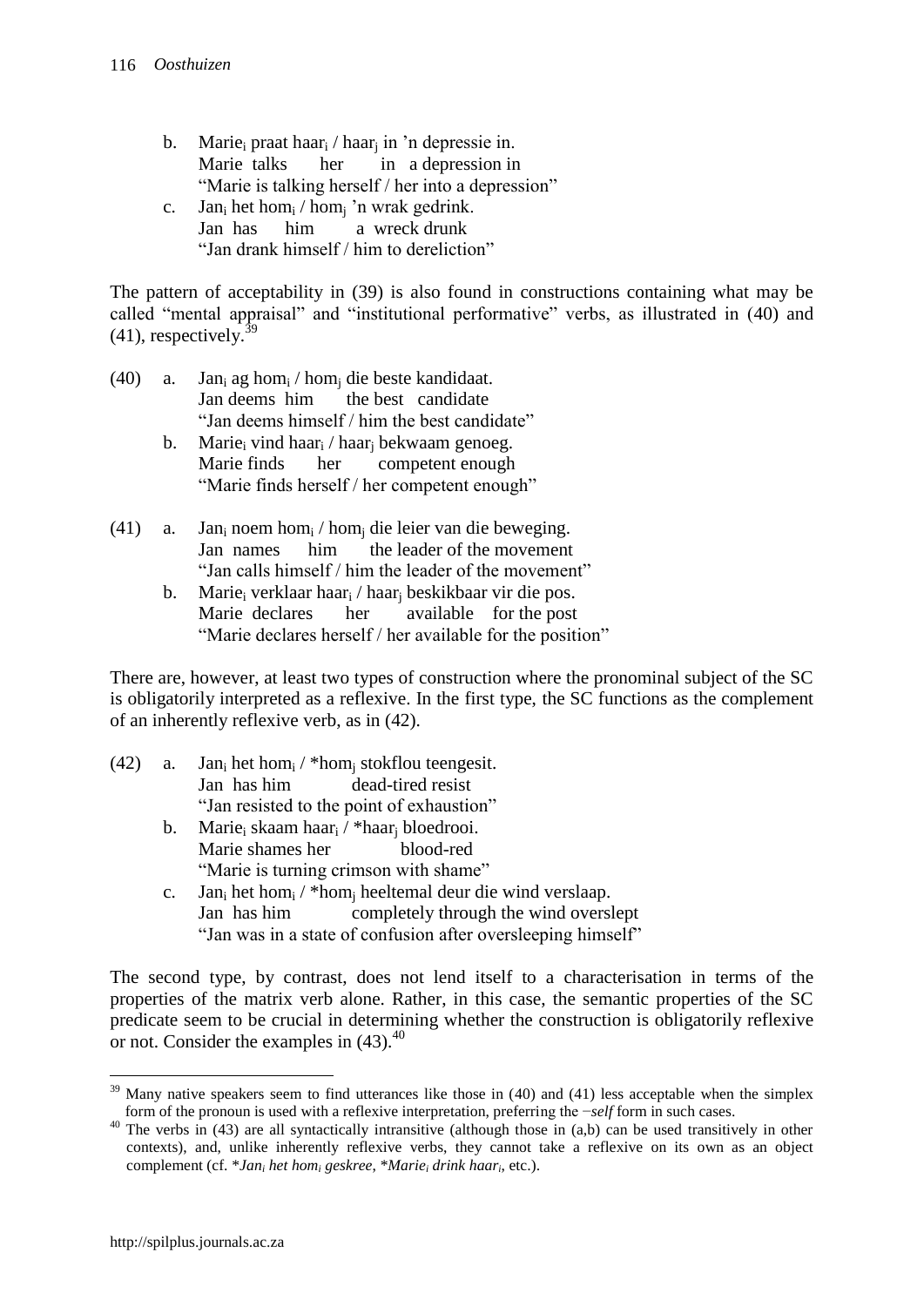b. Marie$_i$ praat haar$_i$ / haar$_j$ in 'n depressie in.
   Marie talks her in a depression in
   "Marie is talking herself / her into a depression"

c. Jan$_i$ het hom$_i$ / hom$_j$ 'n wrak gedrink.
   Jan has him a wreck drunk
   "Jan drank himself / him to dereliction"

The pattern of acceptability in (39) is also found in constructions containing what may be called "mental appraisal" and "institutional performative" verbs, as illustrated in (40) and (41), respectively.[39]

(40) a. Jan$_i$ ag hom$_i$ / hom$_j$ die beste kandidaat.
   Jan deems him the best candidate
   "Jan deems himself / him the best candidate"

b. Marie$_i$ vind haar$_i$ / haar$_j$ bekwaam genoeg.
   Marie finds her competent enough
   "Marie finds herself / her competent enough"

(41) a. Jan$_i$ noem hom$_i$ / hom$_j$ die leier van die beweging.
   Jan names him the leader of the movement
   "Jan calls himself / him the leader of the movement"

b. Marie$_i$ verklaar haar$_i$ / haar$_j$ beskikbaar vir die pos.
   Marie declares her available for the post
   "Marie declares herself / her available for the position"

There are, however, at least two types of construction where the pronominal subject of the SC is obligatorily interpreted as a reflexive. In the first type, the SC functions as the complement of an inherently reflexive verb, as in (42).

(42) a. Jan$_i$ het hom$_i$ / *hom$_j$ stokflou teengesit.
   Jan has him dead-tired resist
   "Jan resisted to the point of exhaustion"

b. Marie$_i$ skaam haar$_i$ / *haar$_j$ bloedrooi.
   Marie shames her blood-red
   "Marie is turning crimson with shame"

c. Jan$_i$ het hom$_i$ / *hom$_j$ heeltemal deur die wind verslaap.
   Jan has him completely through the wind overslept
   "Jan was in a state of confusion after oversleeping himself"

The second type, by contrast, does not lend itself to a characterisation in terms of the properties of the matrix verb alone. Rather, in this case, the semantic properties of the SC predicate seem to be crucial in determining whether the construction is obligatorily reflexive or not. Consider the examples in (43).[40]

---

[39] Many native speakers seem to find utterances like those in (40) and (41) less acceptable when the simplex form of the pronoun is used with a reflexive interpretation, preferring the *−self* form in such cases.

[40] The verbs in (43) are all syntactically intransitive (although those in (a,b) can be used transitively in other contexts), and, unlike inherently reflexive verbs, they cannot take a reflexive on its own as an object complement (cf. **Jan$_i$ het hom$_i$ geskree*, **Marie$_i$ drink haar$_i$*, etc.).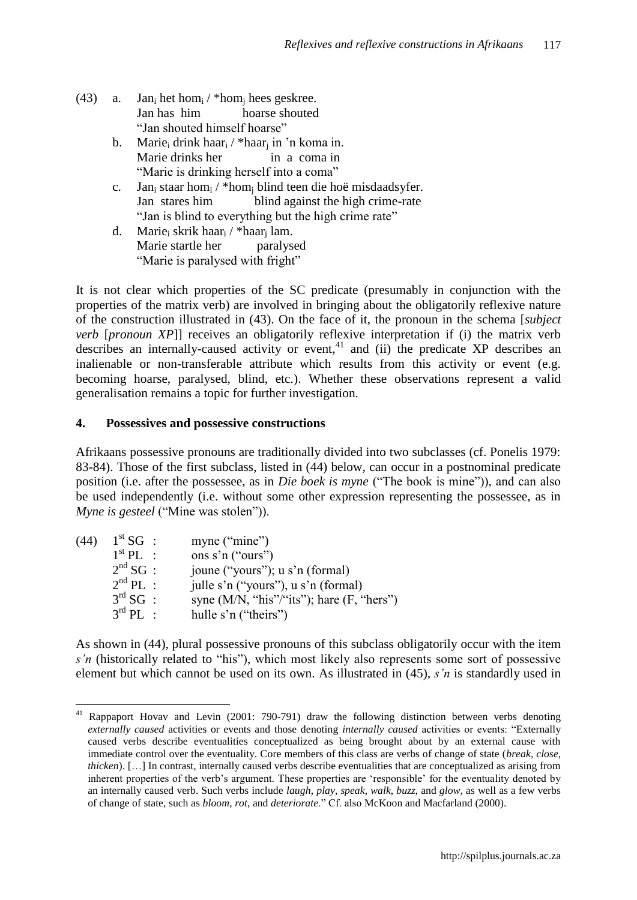(43) a. Jan$_i$ het hom$_i$ / *hom$_j$ hees geskree.
Jan has him hoarse shouted
"Jan shouted himself hoarse"

b. Marie$_i$ drink haar$_i$ / *haar$_j$ in 'n koma in.
Marie drinks her in a coma in
"Marie is drinking herself into a coma"

c. Jan$_i$ staar hom$_i$ / *hom$_j$ blind teen die hoë misdaadsyfer.
Jan stares him blind against the high crime-rate
"Jan is blind to everything but the high crime rate"

d. Marie$_i$ skrik haar$_i$ / *haar$_j$ lam.
Marie startle her paralysed
"Marie is paralysed with fright"

It is not clear which properties of the SC predicate (presumably in conjunction with the properties of the matrix verb) are involved in bringing about the obligatorily reflexive nature of the construction illustrated in (43). On the face of it, the pronoun in the schema [*subject verb* [*pronoun XP*]] receives an obligatorily reflexive interpretation if (i) the matrix verb describes an internally-caused activity or event,[41] and (ii) the predicate XP describes an inalienable or non-transferable attribute which results from this activity or event (e.g. becoming hoarse, paralysed, blind, etc.). Whether these observations represent a valid generalisation remains a topic for further investigation.

## 4. Possessives and possessive constructions

Afrikaans possessive pronouns are traditionally divided into two subclasses (cf. Ponelis 1979: 83-84). Those of the first subclass, listed in (44) below, can occur in a postnominal predicate position (i.e. after the possessee, as in *Die boek is myne* ("The book is mine")), and can also be used independently (i.e. without some other expression representing the possessee, as in *Myne is gesteel* ("Mine was stolen")).

(44) 1st SG : myne ("mine")
1st PL : ons s'n ("ours")
2nd SG : joune ("yours"); u s'n (formal)
2nd PL : julle s'n ("yours"), u s'n (formal)
3rd SG : syne (M/N, "his"/"its"); hare (F, "hers")
3rd PL : hulle s'n ("theirs")

As shown in (44), plural possessive pronouns of this subclass obligatorily occur with the item *s'n* (historically related to "his"), which most likely also represents some sort of possessive element but which cannot be used on its own. As illustrated in (45), *s'n* is standardly used in

[41] Rappaport Hovav and Levin (2001: 790-791) draw the following distinction between verbs denoting *externally caused* activities or events and those denoting *internally caused* activities or events: "Externally caused verbs describe eventualities conceptualized as being brought about by an external cause with immediate control over the eventuality. Core members of this class are verbs of change of state (*break*, *close*, *thicken*). […] In contrast, internally caused verbs describe eventualities that are conceptualized as arising from inherent properties of the verb's argument. These properties are 'responsible' for the eventuality denoted by an internally caused verb. Such verbs include *laugh*, *play*, *speak*, *walk*, *buzz*, and *glow*, as well as a few verbs of change of state, such as *bloom*, *rot*, and *deteriorate*." Cf. also McKoon and Macfarland (2000).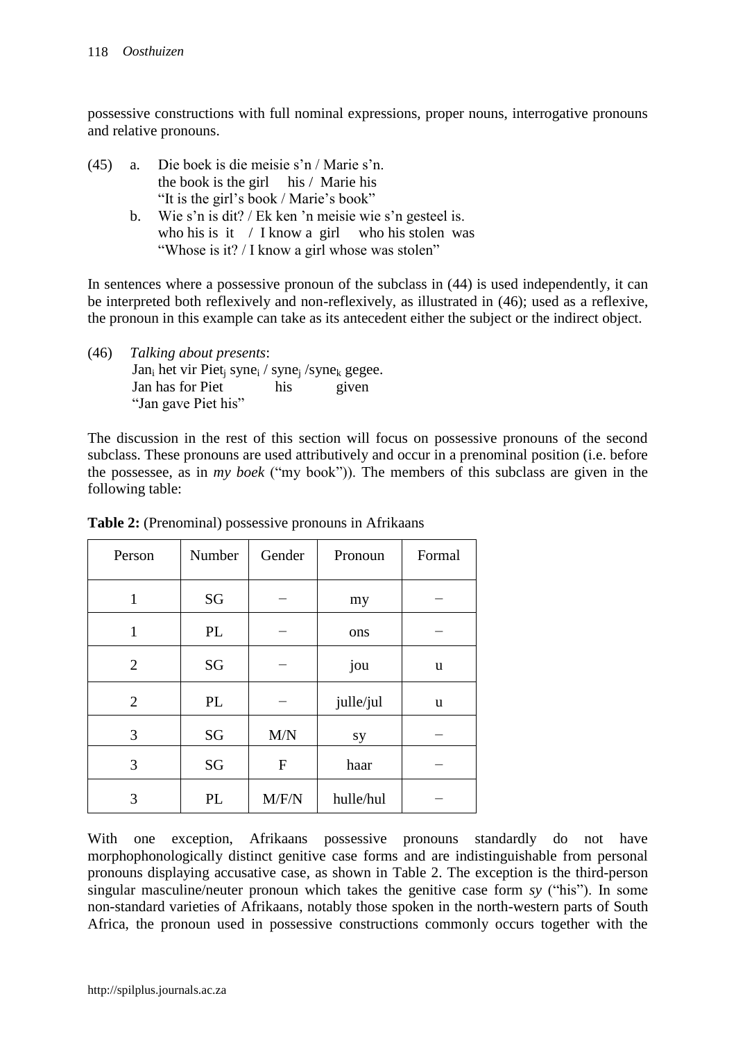possessive constructions with full nominal expressions, proper nouns, interrogative pronouns and relative pronouns.

(45) a. Die boek is die meisie s'n / Marie s'n.
   the book is the girl his / Marie his
   "It is the girl's book / Marie's book"

  b. Wie s'n is dit? / Ek ken 'n meisie wie s'n gesteel is.
   who his is it / I know a girl who his stolen was
   "Whose is it? / I know a girl whose was stolen"

In sentences where a possessive pronoun of the subclass in (44) is used independently, it can be interpreted both reflexively and non-reflexively, as illustrated in (46); used as a reflexive, the pronoun in this example can take as its antecedent either the subject or the indirect object.

(46) *Talking about presents*:
  $\text{Jan}_i$ het vir $\text{Piet}_j$ $\text{syne}_i$ / $\text{syne}_j$ / $\text{syne}_k$ gegee.
  Jan has for Piet his given
  "Jan gave Piet his"

The discussion in the rest of this section will focus on possessive pronouns of the second subclass. These pronouns are used attributively and occur in a prenominal position (i.e. before the possessee, as in *my boek* ("my book")). The members of this subclass are given in the following table:

**Table 2:** (Prenominal) possessive pronouns in Afrikaans

| Person | Number | Gender | Pronoun | Formal |
|---|---|---|---|---|
| 1 | SG | − | my | − |
| 1 | PL | − | ons | − |
| 2 | SG | − | jou | u |
| 2 | PL | − | julle/jul | u |
| 3 | SG | M/N | sy | − |
| 3 | SG | F | haar | − |
| 3 | PL | M/F/N | hulle/hul | − |

With one exception, Afrikaans possessive pronouns standardly do not have morphophonologically distinct genitive case forms and are indistinguishable from personal pronouns displaying accusative case, as shown in Table 2. The exception is the third-person singular masculine/neuter pronoun which takes the genitive case form *sy* ("his"). In some non-standard varieties of Afrikaans, notably those spoken in the north-western parts of South Africa, the pronoun used in possessive constructions commonly occurs together with the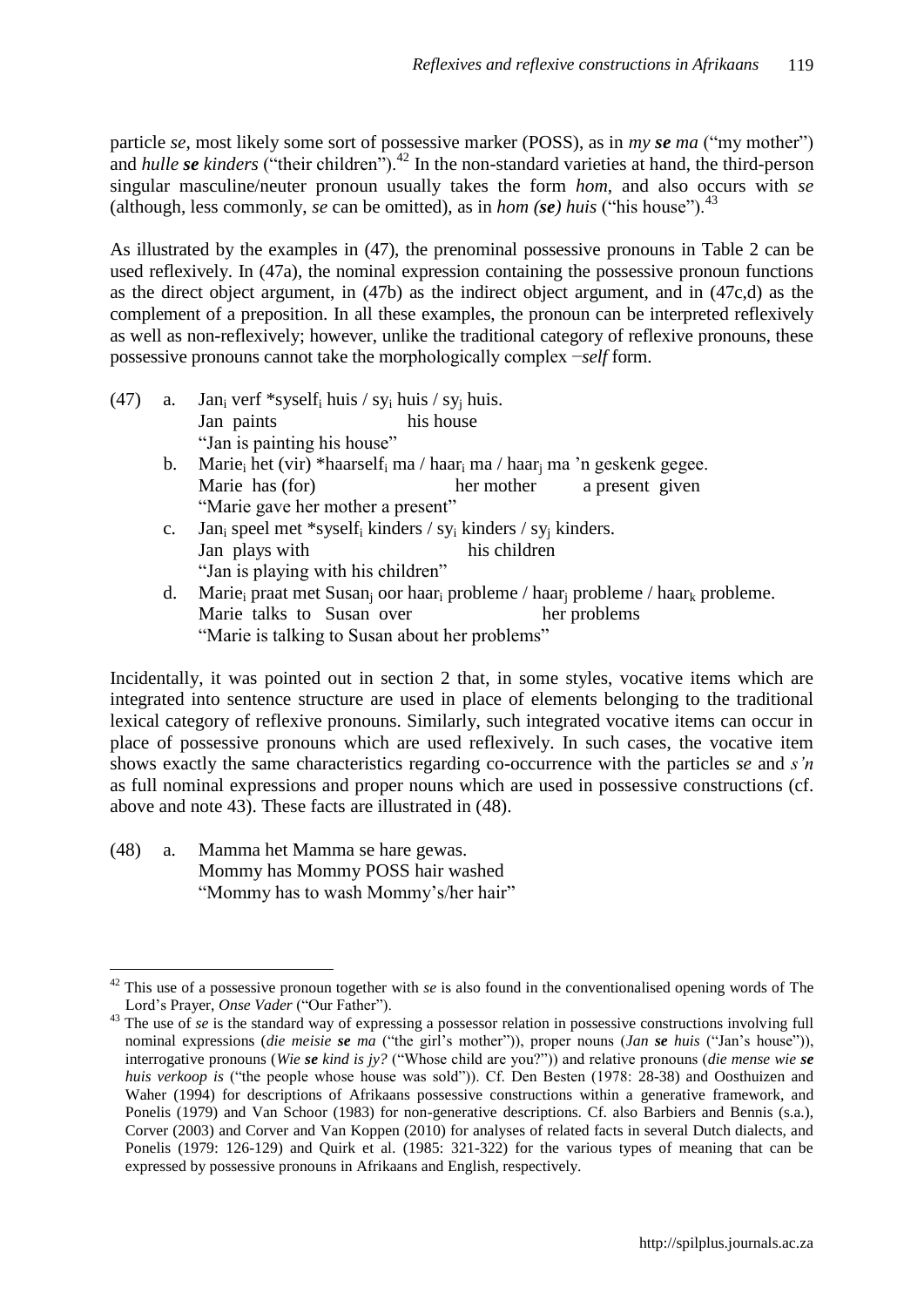particle *se*, most likely some sort of possessive marker (POSS), as in *my **se** ma* ("my mother") and *hulle **se** kinders* ("their children").[42] In the non-standard varieties at hand, the third-person singular masculine/neuter pronoun usually takes the form *hom*, and also occurs with *se* (although, less commonly, *se* can be omitted), as in *hom (**se**) huis* ("his house").[43]

As illustrated by the examples in (47), the prenominal possessive pronouns in Table 2 can be used reflexively. In (47a), the nominal expression containing the possessive pronoun functions as the direct object argument, in (47b) as the indirect object argument, and in (47c,d) as the complement of a preposition. In all these examples, the pronoun can be interpreted reflexively as well as non-reflexively; however, unlike the traditional category of reflexive pronouns, these possessive pronouns cannot take the morphologically complex *−self* form.

(47) a. Jan$_i$ verf \*syself$_i$ huis / sy$_i$ huis / sy$_j$ huis.
  Jan paints his house
  "Jan is painting his house"

 b. Marie$_i$ het (vir) \*haarself$_i$ ma / haar$_i$ ma / haar$_j$ ma 'n geskenk gegee.
  Marie has (for) her mother a present given
  "Marie gave her mother a present"

 c. Jan$_i$ speel met \*syself$_i$ kinders / sy$_i$ kinders / sy$_j$ kinders.
  Jan plays with his children
  "Jan is playing with his children"

 d. Marie$_i$ praat met Susan$_j$ oor haar$_i$ probleme / haar$_j$ probleme / haar$_k$ probleme.
  Marie talks to Susan over her problems
  "Marie is talking to Susan about her problems"

Incidentally, it was pointed out in section 2 that, in some styles, vocative items which are integrated into sentence structure are used in place of elements belonging to the traditional lexical category of reflexive pronouns. Similarly, such integrated vocative items can occur in place of possessive pronouns which are used reflexively. In such cases, the vocative item shows exactly the same characteristics regarding co-occurrence with the particles *se* and *s'n* as full nominal expressions and proper nouns which are used in possessive constructions (cf. above and note 43). These facts are illustrated in (48).

(48) a. Mamma het Mamma se hare gewas.
  Mommy has Mommy POSS hair washed
  "Mommy has to wash Mommy's/her hair"

---

[42] This use of a possessive pronoun together with *se* is also found in the conventionalised opening words of The Lord's Prayer, *Onse Vader* ("Our Father").

[43] The use of *se* is the standard way of expressing a possessor relation in possessive constructions involving full nominal expressions (*die meisie **se** ma* ("the girl's mother")), proper nouns (*Jan **se** huis* ("Jan's house")), interrogative pronouns (*Wie **se** kind is jy?* ("Whose child are you?")) and relative pronouns (*die mense wie **se** huis verkoop is* ("the people whose house was sold")). Cf. Den Besten (1978: 28-38) and Oosthuizen and Waher (1994) for descriptions of Afrikaans possessive constructions within a generative framework, and Ponelis (1979) and Van Schoor (1983) for non-generative descriptions. Cf. also Barbiers and Bennis (s.a.), Corver (2003) and Corver and Van Koppen (2010) for analyses of related facts in several Dutch dialects, and Ponelis (1979: 126-129) and Quirk et al. (1985: 321-322) for the various types of meaning that can be expressed by possessive pronouns in Afrikaans and English, respectively.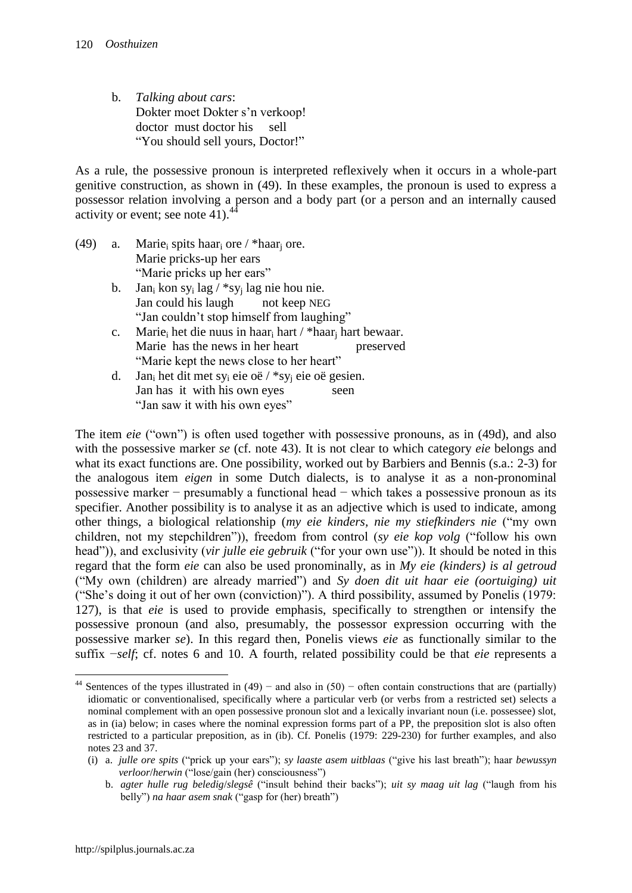b. *Talking about cars*:
   Dokter moet Dokter s'n verkoop!
   doctor must doctor his sell
   "You should sell yours, Doctor!"

As a rule, the possessive pronoun is interpreted reflexively when it occurs in a whole-part genitive construction, as shown in (49). In these examples, the pronoun is used to express a possessor relation involving a person and a body part (or a person and an internally caused activity or event; see note 41).[44]

(49) a. Marie$_i$ spits haar$_i$ ore / *haar$_j$ ore.
   Marie pricks-up her ears
   "Marie pricks up her ears"

b. Jan$_i$ kon sy$_i$ lag / *sy$_j$ lag nie hou nie.
   Jan could his laugh not keep NEG
   "Jan couldn't stop himself from laughing"

c. Marie$_i$ het die nuus in haar$_i$ hart / *haar$_j$ hart bewaar.
   Marie has the news in her heart preserved
   "Marie kept the news close to her heart"

d. Jan$_i$ het dit met sy$_i$ eie oë / *sy$_j$ eie oë gesien.
   Jan has it with his own eyes seen
   "Jan saw it with his own eyes"

The item *eie* ("own") is often used together with possessive pronouns, as in (49d), and also with the possessive marker *se* (cf. note 43). It is not clear to which category *eie* belongs and what its exact functions are. One possibility, worked out by Barbiers and Bennis (s.a.: 2-3) for the analogous item *eigen* in some Dutch dialects, is to analyse it as a non-pronominal possessive marker − presumably a functional head − which takes a possessive pronoun as its specifier. Another possibility is to analyse it as an adjective which is used to indicate, among other things, a biological relationship (*my eie kinders, nie my stiefkinders nie* ("my own children, not my stepchildren")), freedom from control (*sy eie kop volg* ("follow his own head")), and exclusivity (*vir julle eie gebruik* ("for your own use")). It should be noted in this regard that the form *eie* can also be used pronominally, as in *My eie (kinders) is al getroud* ("My own (children) are already married") and *Sy doen dit uit haar eie (oortuiging) uit* ("She's doing it out of her own (conviction)"). A third possibility, assumed by Ponelis (1979: 127), is that *eie* is used to provide emphasis, specifically to strengthen or intensify the possessive pronoun (and also, presumably, the possessor expression occurring with the possessive marker *se*). In this regard then, Ponelis views *eie* as functionally similar to the suffix −*self*; cf. notes 6 and 10. A fourth, related possibility could be that *eie* represents a

---

[44] Sentences of the types illustrated in (49) − and also in (50) − often contain constructions that are (partially) idiomatic or conventionalised, specifically where a particular verb (or verbs from a restricted set) selects a nominal complement with an open possessive pronoun slot and a lexically invariant noun (i.e. possessee) slot, as in (ia) below; in cases where the nominal expression forms part of a PP, the preposition slot is also often restricted to a particular preposition, as in (ib). Cf. Ponelis (1979: 229-230) for further examples, and also notes 23 and 37.

(i) a. *julle ore spits* ("prick up your ears"); *sy laaste asem uitblaas* ("give his last breath"); haar *bewussyn verloor*/*herwin* ("lose/gain (her) consciousness")

b. *agter hulle rug beledig*/*slegsê* ("insult behind their backs"); *uit sy maag uit lag* ("laugh from his belly") *na haar asem snak* ("gasp for (her) breath")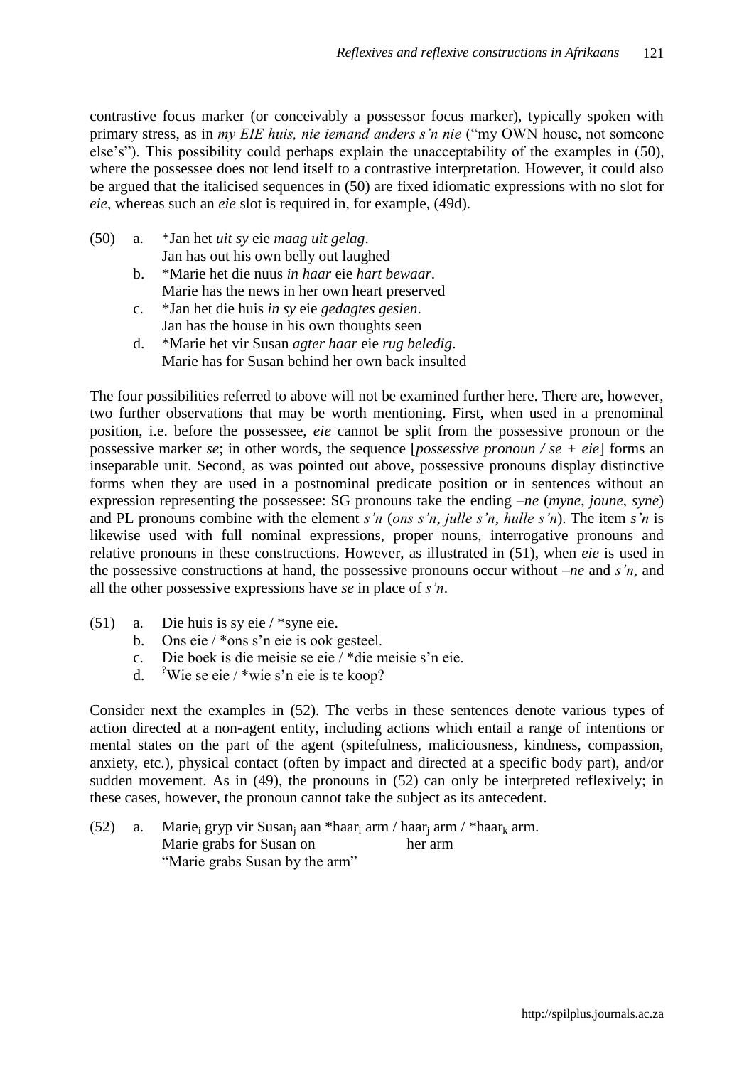contrastive focus marker (or conceivably a possessor focus marker), typically spoken with primary stress, as in *my EIE huis, nie iemand anders s'n nie* ("my OWN house, not someone else's"). This possibility could perhaps explain the unacceptability of the examples in (50), where the possessee does not lend itself to a contrastive interpretation. However, it could also be argued that the italicised sequences in (50) are fixed idiomatic expressions with no slot for *eie*, whereas such an *eie* slot is required in, for example, (49d).

(50) a. *Jan het *uit sy* eie *maag uit gelag*.
   Jan has out his own belly out laughed
  b. *Marie het die nuus *in haar* eie *hart bewaar*.
   Marie has the news in her own heart preserved
  c. *Jan het die huis *in sy* eie *gedagtes gesien*.
   Jan has the house in his own thoughts seen
  d. *Marie het vir Susan *agter haar* eie *rug beledig*.
   Marie has for Susan behind her own back insulted

The four possibilities referred to above will not be examined further here. There are, however, two further observations that may be worth mentioning. First, when used in a prenominal position, i.e. before the possessee, *eie* cannot be split from the possessive pronoun or the possessive marker *se*; in other words, the sequence [*possessive pronoun / se + eie*] forms an inseparable unit. Second, as was pointed out above, possessive pronouns display distinctive forms when they are used in a postnominal predicate position or in sentences without an expression representing the possessee: SG pronouns take the ending *–ne* (*myne*, *joune*, *syne*) and PL pronouns combine with the element *s'n* (*ons s'n*, *julle s'n*, *hulle s'n*). The item *s'n* is likewise used with full nominal expressions, proper nouns, interrogative pronouns and relative pronouns in these constructions. However, as illustrated in (51), when *eie* is used in the possessive constructions at hand, the possessive pronouns occur without *–ne* and *s'n*, and all the other possessive expressions have *se* in place of *s'n*.

(51) a. Die huis is sy eie / *syne eie.
  b. Ons eie / *ons s'n eie is ook gesteel.
  c. Die boek is die meisie se eie / *die meisie s'n eie.
  d. ?Wie se eie / *wie s'n eie is te koop?

Consider next the examples in (52). The verbs in these sentences denote various types of action directed at a non-agent entity, including actions which entail a range of intentions or mental states on the part of the agent (spitefulness, maliciousness, kindness, compassion, anxiety, etc.), physical contact (often by impact and directed at a specific body part), and/or sudden movement. As in (49), the pronouns in (52) can only be interpreted reflexively; in these cases, however, the pronoun cannot take the subject as its antecedent.

(52) a. Marie$_i$ gryp vir Susan$_j$ aan *haar$_i$ arm / haar$_j$ arm / *haar$_k$ arm.
   Marie grabs for Susan on her arm
   "Marie grabs Susan by the arm"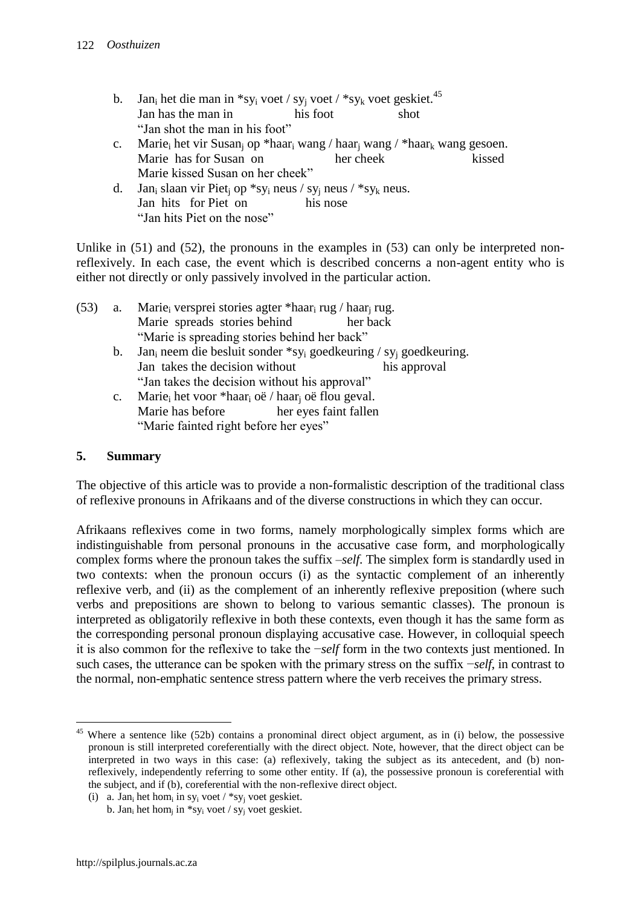b. Jan$_i$ het die man in *sy$_i$ voet / sy$_j$ voet / *sy$_k$ voet geskiet.[45]
   Jan has the man in his foot shot
   "Jan shot the man in his foot"

c. Marie$_i$ het vir Susan$_j$ op *haar$_i$ wang / haar$_j$ wang / *haar$_k$ wang gesoen.
   Marie has for Susan on her cheek kissed
   Marie kissed Susan on her cheek"

d. Jan$_i$ slaan vir Piet$_j$ op *sy$_i$ neus / sy$_j$ neus / *sy$_k$ neus.
   Jan hits for Piet on his nose
   "Jan hits Piet on the nose"

Unlike in (51) and (52), the pronouns in the examples in (53) can only be interpreted non-reflexively. In each case, the event which is described concerns a non-agent entity who is either not directly or only passively involved in the particular action.

(53) a. Marie$_i$ versprei stories agter *haar$_i$ rug / haar$_j$ rug.
   Marie spreads stories behind her back
   "Marie is spreading stories behind her back"

b. Jan$_i$ neem die besluit sonder *sy$_i$ goedkeuring / sy$_j$ goedkeuring.
   Jan takes the decision without his approval
   "Jan takes the decision without his approval"

c. Marie$_i$ het voor *haar$_i$ oë / haar$_j$ oë flou geval.
   Marie has before her eyes faint fallen
   "Marie fainted right before her eyes"

## 5. Summary

The objective of this article was to provide a non-formalistic description of the traditional class of reflexive pronouns in Afrikaans and of the diverse constructions in which they can occur.

Afrikaans reflexives come in two forms, namely morphologically simplex forms which are indistinguishable from personal pronouns in the accusative case form, and morphologically complex forms where the pronoun takes the suffix –*self*. The simplex form is standardly used in two contexts: when the pronoun occurs (i) as the syntactic complement of an inherently reflexive verb, and (ii) as the complement of an inherently reflexive preposition (where such verbs and prepositions are shown to belong to various semantic classes). The pronoun is interpreted as obligatorily reflexive in both these contexts, even though it has the same form as the corresponding personal pronoun displaying accusative case. However, in colloquial speech it is also common for the reflexive to take the −*self* form in the two contexts just mentioned. In such cases, the utterance can be spoken with the primary stress on the suffix −*self*, in contrast to the normal, non-emphatic sentence stress pattern where the verb receives the primary stress.

---

[45] Where a sentence like (52b) contains a pronominal direct object argument, as in (i) below, the possessive pronoun is still interpreted coreferentially with the direct object. Note, however, that the direct object can be interpreted in two ways in this case: (a) reflexively, taking the subject as its antecedent, and (b) non-reflexively, independently referring to some other entity. If (a), the possessive pronoun is coreferential with the subject, and if (b), coreferential with the non-reflexive direct object.

(i) a. Jan$_i$ het hom$_i$ in sy$_i$ voet / *sy$_j$ voet geskiet.
   b. Jan$_i$ het hom$_j$ in *sy$_i$ voet / sy$_j$ voet geskiet.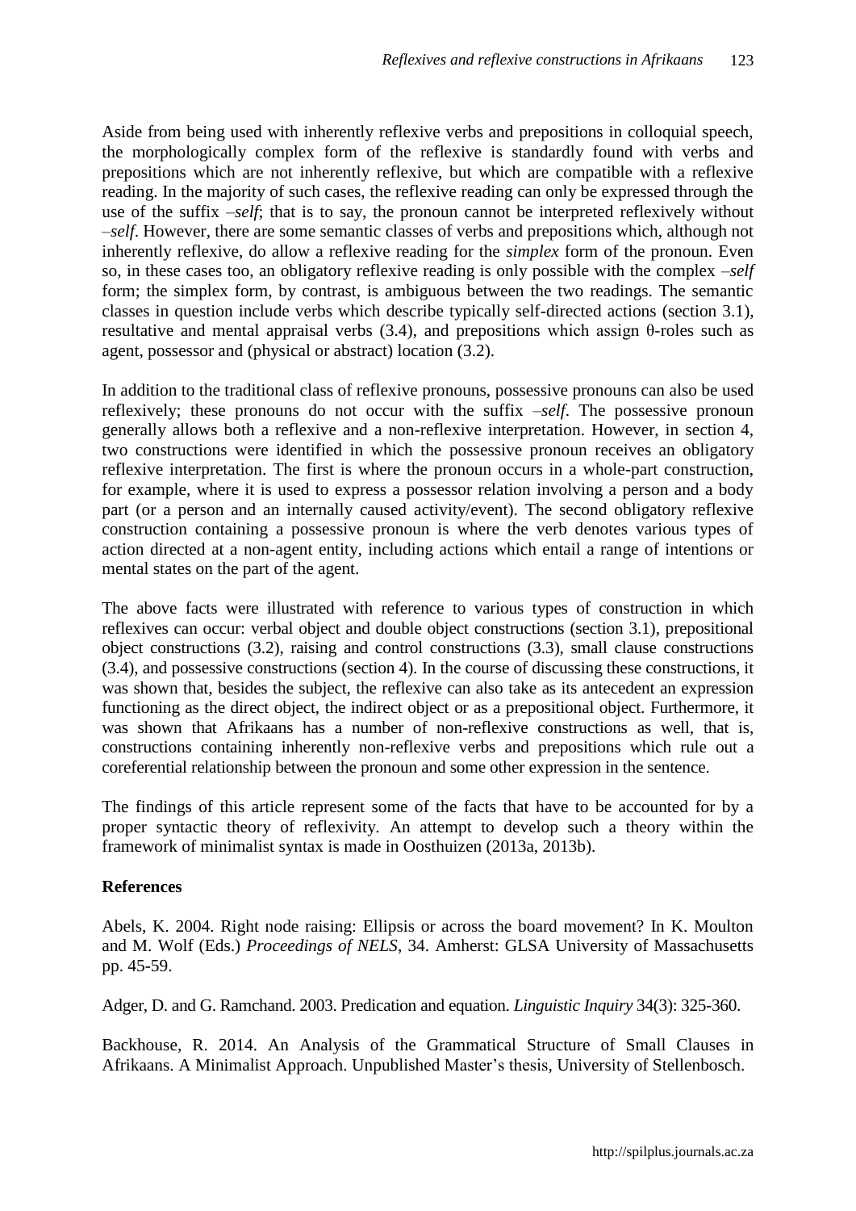Aside from being used with inherently reflexive verbs and prepositions in colloquial speech, the morphologically complex form of the reflexive is standardly found with verbs and prepositions which are not inherently reflexive, but which are compatible with a reflexive reading. In the majority of such cases, the reflexive reading can only be expressed through the use of the suffix *–self*; that is to say, the pronoun cannot be interpreted reflexively without *–self*. However, there are some semantic classes of verbs and prepositions which, although not inherently reflexive, do allow a reflexive reading for the *simplex* form of the pronoun. Even so, in these cases too, an obligatory reflexive reading is only possible with the complex *–self* form; the simplex form, by contrast, is ambiguous between the two readings. The semantic classes in question include verbs which describe typically self-directed actions (section 3.1), resultative and mental appraisal verbs (3.4), and prepositions which assign θ-roles such as agent, possessor and (physical or abstract) location (3.2).

In addition to the traditional class of reflexive pronouns, possessive pronouns can also be used reflexively; these pronouns do not occur with the suffix *–self*. The possessive pronoun generally allows both a reflexive and a non-reflexive interpretation. However, in section 4, two constructions were identified in which the possessive pronoun receives an obligatory reflexive interpretation. The first is where the pronoun occurs in a whole-part construction, for example, where it is used to express a possessor relation involving a person and a body part (or a person and an internally caused activity/event). The second obligatory reflexive construction containing a possessive pronoun is where the verb denotes various types of action directed at a non-agent entity, including actions which entail a range of intentions or mental states on the part of the agent.

The above facts were illustrated with reference to various types of construction in which reflexives can occur: verbal object and double object constructions (section 3.1), prepositional object constructions (3.2), raising and control constructions (3.3), small clause constructions (3.4), and possessive constructions (section 4). In the course of discussing these constructions, it was shown that, besides the subject, the reflexive can also take as its antecedent an expression functioning as the direct object, the indirect object or as a prepositional object. Furthermore, it was shown that Afrikaans has a number of non-reflexive constructions as well, that is, constructions containing inherently non-reflexive verbs and prepositions which rule out a coreferential relationship between the pronoun and some other expression in the sentence.

The findings of this article represent some of the facts that have to be accounted for by a proper syntactic theory of reflexivity. An attempt to develop such a theory within the framework of minimalist syntax is made in Oosthuizen (2013a, 2013b).

**References**

Abels, K. 2004. Right node raising: Ellipsis or across the board movement? In K. Moulton and M. Wolf (Eds.) *Proceedings of NELS*, 34. Amherst: GLSA University of Massachusetts pp. 45-59.

Adger, D. and G. Ramchand. 2003. Predication and equation. *Linguistic Inquiry* 34(3): 325-360.

Backhouse, R. 2014. An Analysis of the Grammatical Structure of Small Clauses in Afrikaans. A Minimalist Approach. Unpublished Master's thesis, University of Stellenbosch.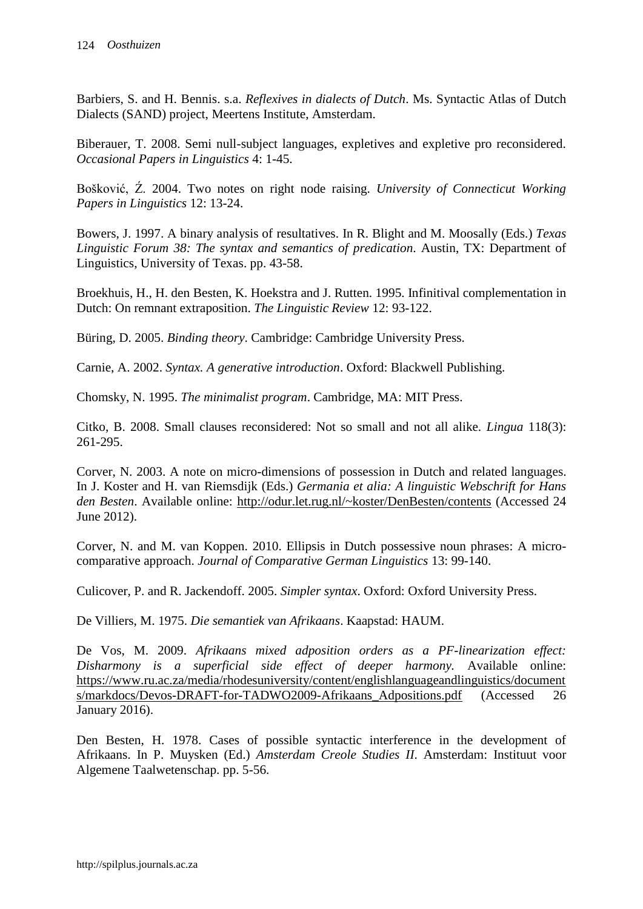Barbiers, S. and H. Bennis. s.a. *Reflexives in dialects of Dutch*. Ms. Syntactic Atlas of Dutch Dialects (SAND) project, Meertens Institute, Amsterdam.

Biberauer, T. 2008. Semi null-subject languages, expletives and expletive pro reconsidered. *Occasional Papers in Linguistics* 4: 1-45.

Bošković, Ž. 2004. Two notes on right node raising. *University of Connecticut Working Papers in Linguistics* 12: 13-24.

Bowers, J. 1997. A binary analysis of resultatives. In R. Blight and M. Moosally (Eds.) *Texas Linguistic Forum 38: The syntax and semantics of predication*. Austin, TX: Department of Linguistics, University of Texas. pp. 43-58.

Broekhuis, H., H. den Besten, K. Hoekstra and J. Rutten. 1995. Infinitival complementation in Dutch: On remnant extraposition. *The Linguistic Review* 12: 93-122.

Büring, D. 2005. *Binding theory*. Cambridge: Cambridge University Press.

Carnie, A. 2002. *Syntax. A generative introduction*. Oxford: Blackwell Publishing.

Chomsky, N. 1995. *The minimalist program*. Cambridge, MA: MIT Press.

Citko, B. 2008. Small clauses reconsidered: Not so small and not all alike. *Lingua* 118(3): 261-295.

Corver, N. 2003. A note on micro-dimensions of possession in Dutch and related languages. In J. Koster and H. van Riemsdijk (Eds.) *Germania et alia: A linguistic Webschrift for Hans den Besten*. Available online: http://odur.let.rug.nl/~koster/DenBesten/contents (Accessed 24 June 2012).

Corver, N. and M. van Koppen. 2010. Ellipsis in Dutch possessive noun phrases: A micro-comparative approach. *Journal of Comparative German Linguistics* 13: 99-140.

Culicover, P. and R. Jackendoff. 2005. *Simpler syntax*. Oxford: Oxford University Press.

De Villiers, M. 1975. *Die semantiek van Afrikaans*. Kaapstad: HAUM.

De Vos, M. 2009. *Afrikaans mixed adposition orders as a PF-linearization effect: Disharmony is a superficial side effect of deeper harmony.* Available online: https://www.ru.ac.za/media/rhodesuniversity/content/englishlanguageandlinguistics/documents/markdocs/Devos-DRAFT-for-TADWO2009-Afrikaans_Adpositions.pdf (Accessed 26 January 2016).

Den Besten, H. 1978. Cases of possible syntactic interference in the development of Afrikaans. In P. Muysken (Ed.) *Amsterdam Creole Studies II*. Amsterdam: Instituut voor Algemene Taalwetenschap. pp. 5-56.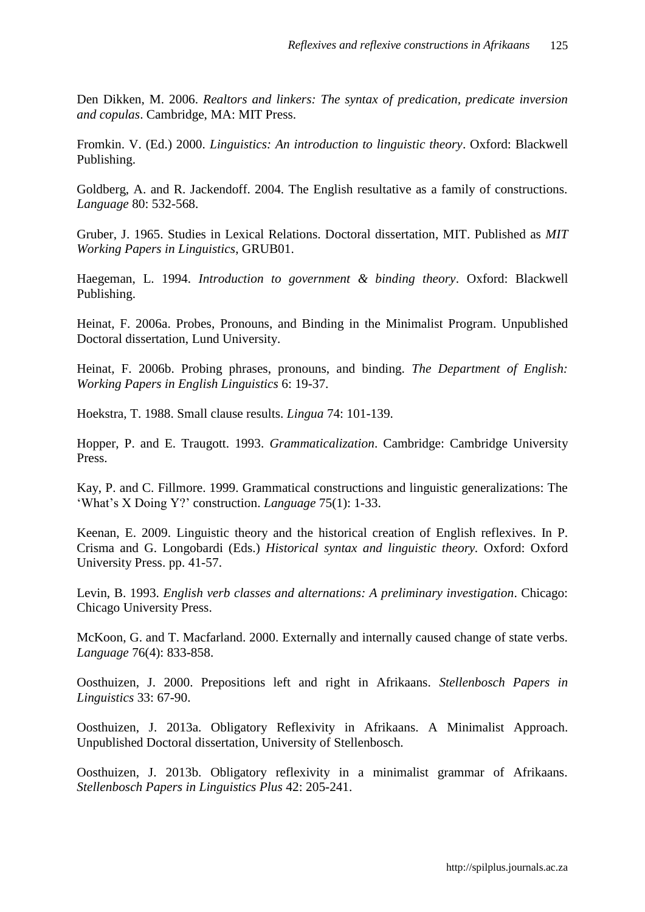Den Dikken, M. 2006. *Realtors and linkers: The syntax of predication, predicate inversion and copulas*. Cambridge, MA: MIT Press.

Fromkin. V. (Ed.) 2000. *Linguistics: An introduction to linguistic theory*. Oxford: Blackwell Publishing.

Goldberg, A. and R. Jackendoff. 2004. The English resultative as a family of constructions. *Language* 80: 532-568.

Gruber, J. 1965. Studies in Lexical Relations. Doctoral dissertation, MIT. Published as *MIT Working Papers in Linguistics*, GRUB01.

Haegeman, L. 1994. *Introduction to government & binding theory*. Oxford: Blackwell Publishing.

Heinat, F. 2006a. Probes, Pronouns, and Binding in the Minimalist Program. Unpublished Doctoral dissertation, Lund University.

Heinat, F. 2006b. Probing phrases, pronouns, and binding. *The Department of English: Working Papers in English Linguistics* 6: 19-37.

Hoekstra, T. 1988. Small clause results. *Lingua* 74: 101-139.

Hopper, P. and E. Traugott. 1993. *Grammaticalization*. Cambridge: Cambridge University Press.

Kay, P. and C. Fillmore. 1999. Grammatical constructions and linguistic generalizations: The 'What's X Doing Y?' construction. *Language* 75(1): 1-33.

Keenan, E. 2009. Linguistic theory and the historical creation of English reflexives. In P. Crisma and G. Longobardi (Eds.) *Historical syntax and linguistic theory*. Oxford: Oxford University Press. pp. 41-57.

Levin, B. 1993. *English verb classes and alternations: A preliminary investigation*. Chicago: Chicago University Press.

McKoon, G. and T. Macfarland. 2000. Externally and internally caused change of state verbs. *Language* 76(4): 833-858.

Oosthuizen, J. 2000. Prepositions left and right in Afrikaans. *Stellenbosch Papers in Linguistics* 33: 67-90.

Oosthuizen, J. 2013a. Obligatory Reflexivity in Afrikaans. A Minimalist Approach. Unpublished Doctoral dissertation, University of Stellenbosch.

Oosthuizen, J. 2013b. Obligatory reflexivity in a minimalist grammar of Afrikaans. *Stellenbosch Papers in Linguistics Plus* 42: 205-241.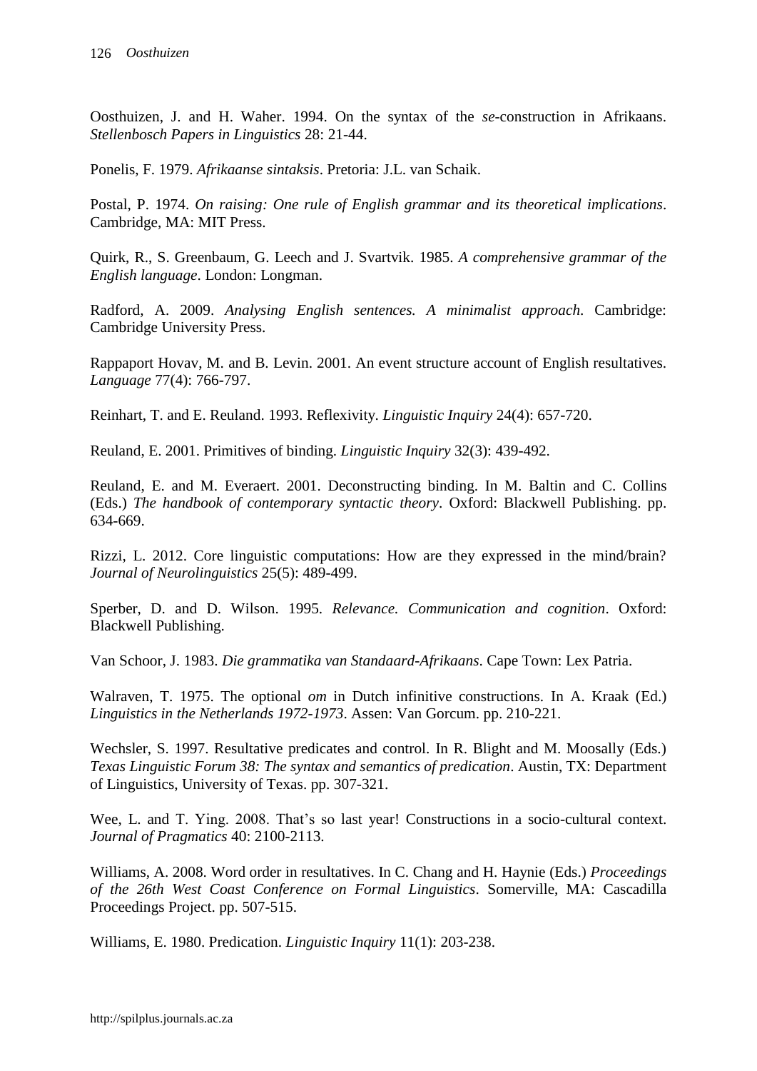Oosthuizen, J. and H. Waher. 1994. On the syntax of the *se*-construction in Afrikaans. *Stellenbosch Papers in Linguistics* 28: 21-44.

Ponelis, F. 1979. *Afrikaanse sintaksis*. Pretoria: J.L. van Schaik.

Postal, P. 1974. *On raising: One rule of English grammar and its theoretical implications*. Cambridge, MA: MIT Press.

Quirk, R., S. Greenbaum, G. Leech and J. Svartvik. 1985. *A comprehensive grammar of the English language*. London: Longman.

Radford, A. 2009. *Analysing English sentences. A minimalist approach*. Cambridge: Cambridge University Press.

Rappaport Hovav, M. and B. Levin. 2001. An event structure account of English resultatives. *Language* 77(4): 766-797.

Reinhart, T. and E. Reuland. 1993. Reflexivity. *Linguistic Inquiry* 24(4): 657-720.

Reuland, E. 2001. Primitives of binding. *Linguistic Inquiry* 32(3): 439-492.

Reuland, E. and M. Everaert. 2001. Deconstructing binding. In M. Baltin and C. Collins (Eds.) *The handbook of contemporary syntactic theory*. Oxford: Blackwell Publishing. pp. 634-669.

Rizzi, L. 2012. Core linguistic computations: How are they expressed in the mind/brain? *Journal of Neurolinguistics* 25(5): 489-499.

Sperber, D. and D. Wilson. 1995. *Relevance. Communication and cognition*. Oxford: Blackwell Publishing.

Van Schoor, J. 1983. *Die grammatika van Standaard-Afrikaans*. Cape Town: Lex Patria.

Walraven, T. 1975. The optional *om* in Dutch infinitive constructions. In A. Kraak (Ed.) *Linguistics in the Netherlands 1972-1973*. Assen: Van Gorcum. pp. 210-221.

Wechsler, S. 1997. Resultative predicates and control. In R. Blight and M. Moosally (Eds.) *Texas Linguistic Forum 38: The syntax and semantics of predication*. Austin, TX: Department of Linguistics, University of Texas. pp. 307-321.

Wee, L. and T. Ying. 2008. That's so last year! Constructions in a socio-cultural context. *Journal of Pragmatics* 40: 2100-2113.

Williams, A. 2008. Word order in resultatives. In C. Chang and H. Haynie (Eds.) *Proceedings of the 26th West Coast Conference on Formal Linguistics*. Somerville, MA: Cascadilla Proceedings Project. pp. 507-515.

Williams, E. 1980. Predication. *Linguistic Inquiry* 11(1): 203-238.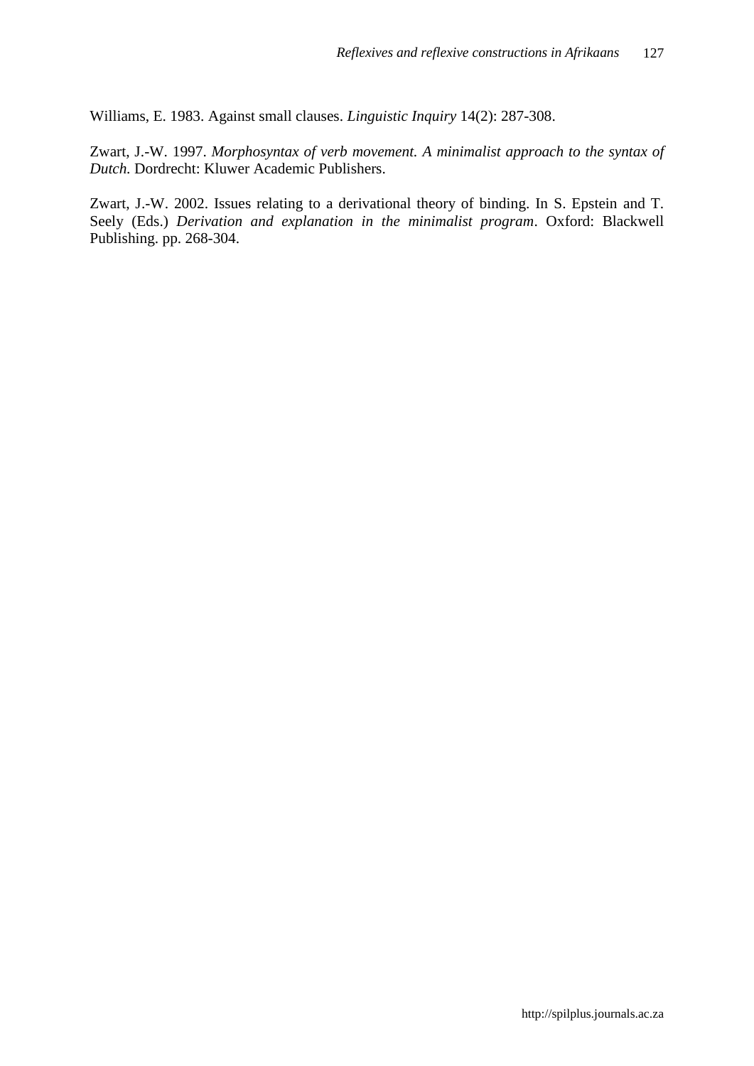Williams, E. 1983. Against small clauses. *Linguistic Inquiry* 14(2): 287-308.

Zwart, J.-W. 1997. *Morphosyntax of verb movement. A minimalist approach to the syntax of Dutch.* Dordrecht: Kluwer Academic Publishers.

Zwart, J.-W. 2002. Issues relating to a derivational theory of binding. In S. Epstein and T. Seely (Eds.) *Derivation and explanation in the minimalist program*. Oxford: Blackwell Publishing. pp. 268-304.